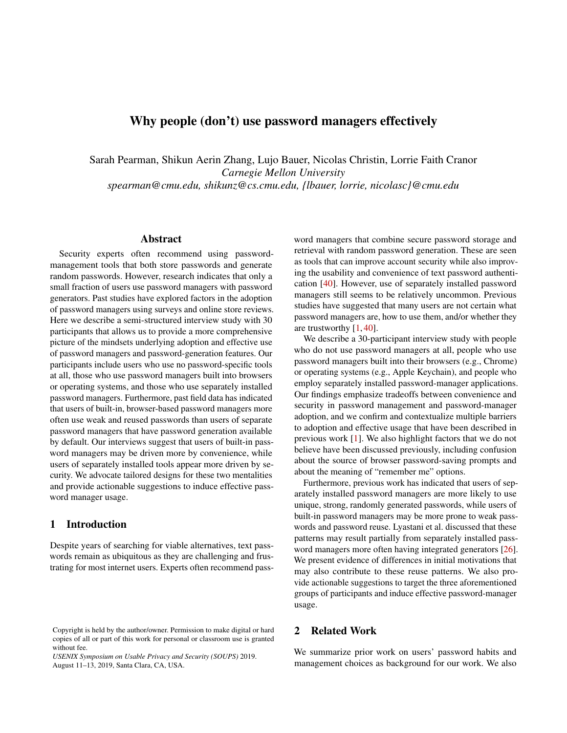# Why people (don't) use password managers effectively

Sarah Pearman, Shikun Aerin Zhang, Lujo Bauer, Nicolas Christin, Lorrie Faith Cranor
*Carnegie Mellon University*
*spearman@cmu.edu, shikunz@cs.cmu.edu, {lbauer, lorrie, nicolasc}@cmu.edu*

## Abstract

Security experts often recommend using password-management tools that both store passwords and generate random passwords. However, research indicates that only a small fraction of users use password managers with password generators. Past studies have explored factors in the adoption of password managers using surveys and online store reviews. Here we describe a semi-structured interview study with 30 participants that allows us to provide a more comprehensive picture of the mindsets underlying adoption and effective use of password managers and password-generation features. Our participants include users who use no password-specific tools at all, those who use password managers built into browsers or operating systems, and those who use separately installed password managers. Furthermore, past field data has indicated that users of built-in, browser-based password managers more often use weak and reused passwords than users of separate password managers that have password generation available by default. Our interviews suggest that users of built-in password managers may be driven more by convenience, while users of separately installed tools appear more driven by security. We advocate tailored designs for these two mentalities and provide actionable suggestions to induce effective password manager usage.

## 1 Introduction

Despite years of searching for viable alternatives, text passwords remain as ubiquitous as they are challenging and frustrating for most internet users. Experts often recommend password managers that combine secure password storage and retrieval with random password generation. These are seen as tools that can improve account security while also improving the usability and convenience of text password authentication [40]. However, use of separately installed password managers still seems to be relatively uncommon. Previous studies have suggested that many users are not certain what password managers are, how to use them, and/or whether they are trustworthy [1, 40].

We describe a 30-participant interview study with people who do not use password managers at all, people who use password managers built into their browsers (e.g., Chrome) or operating systems (e.g., Apple Keychain), and people who employ separately installed password-manager applications. Our findings emphasize tradeoffs between convenience and security in password management and password-manager adoption, and we confirm and contextualize multiple barriers to adoption and effective usage that have been described in previous work [1]. We also highlight factors that we do not believe have been discussed previously, including confusion about the source of browser password-saving prompts and about the meaning of "remember me" options.

Furthermore, previous work has indicated that users of separately installed password managers are more likely to use unique, strong, randomly generated passwords, while users of built-in password managers may be more prone to weak passwords and password reuse. Lyastani et al. discussed that these patterns may result partially from separately installed password managers more often having integrated generators [26]. We present evidence of differences in initial motivations that may also contribute to these reuse patterns. We also provide actionable suggestions to target the three aforementioned groups of participants and induce effective password-manager usage.

## 2 Related Work

We summarize prior work on users' password habits and management choices as background for our work. We also

Copyright is held by the author/owner. Permission to make digital or hard copies of all or part of this work for personal or classroom use is granted without fee.
*USENIX Symposium on Usable Privacy and Security (SOUPS)* 2019. August 11–13, 2019, Santa Clara, CA, USA.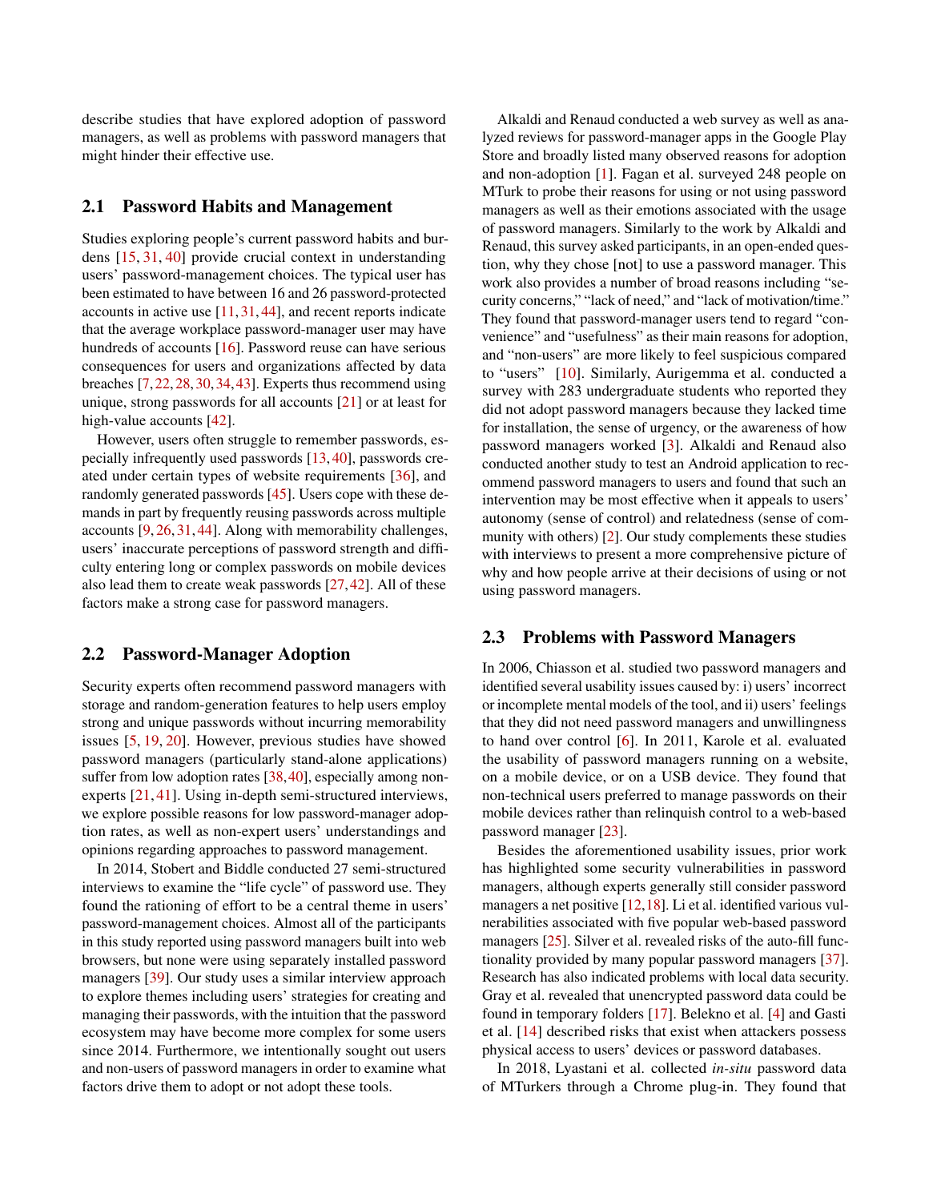describe studies that have explored adoption of password managers, as well as problems with password managers that might hinder their effective use.

## 2.1 Password Habits and Management

Studies exploring people's current password habits and burdens [15, 31, 40] provide crucial context in understanding users' password-management choices. The typical user has been estimated to have between 16 and 26 password-protected accounts in active use [11, 31, 44], and recent reports indicate that the average workplace password-manager user may have hundreds of accounts [16]. Password reuse can have serious consequences for users and organizations affected by data breaches [7, 22, 28, 30, 34, 43]. Experts thus recommend using unique, strong passwords for all accounts [21] or at least for high-value accounts [42].

However, users often struggle to remember passwords, especially infrequently used passwords [13, 40], passwords created under certain types of website requirements [36], and randomly generated passwords [45]. Users cope with these demands in part by frequently reusing passwords across multiple accounts [9, 26, 31, 44]. Along with memorability challenges, users' inaccurate perceptions of password strength and difficulty entering long or complex passwords on mobile devices also lead them to create weak passwords [27, 42]. All of these factors make a strong case for password managers.

## 2.2 Password-Manager Adoption

Security experts often recommend password managers with storage and random-generation features to help users employ strong and unique passwords without incurring memorability issues [5, 19, 20]. However, previous studies have showed password managers (particularly stand-alone applications) suffer from low adoption rates [38, 40], especially among non-experts [21, 41]. Using in-depth semi-structured interviews, we explore possible reasons for low password-manager adoption rates, as well as non-expert users' understandings and opinions regarding approaches to password management.

In 2014, Stobert and Biddle conducted 27 semi-structured interviews to examine the "life cycle" of password use. They found the rationing of effort to be a central theme in users' password-management choices. Almost all of the participants in this study reported using password managers built into web browsers, but none were using separately installed password managers [39]. Our study uses a similar interview approach to explore themes including users' strategies for creating and managing their passwords, with the intuition that the password ecosystem may have become more complex for some users since 2014. Furthermore, we intentionally sought out users and non-users of password managers in order to examine what factors drive them to adopt or not adopt these tools.

Alkaldi and Renaud conducted a web survey as well as analyzed reviews for password-manager apps in the Google Play Store and broadly listed many observed reasons for adoption and non-adoption [1]. Fagan et al. surveyed 248 people on MTurk to probe their reasons for using or not using password managers as well as their emotions associated with the usage of password managers. Similarly to the work by Alkaldi and Renaud, this survey asked participants, in an open-ended question, why they chose [not] to use a password manager. This work also provides a number of broad reasons including "security concerns," "lack of need," and "lack of motivation/time." They found that password-manager users tend to regard "convenience" and "usefulness" as their main reasons for adoption, and "non-users" are more likely to feel suspicious compared to "users" [10]. Similarly, Aurigemma et al. conducted a survey with 283 undergraduate students who reported they did not adopt password managers because they lacked time for installation, the sense of urgency, or the awareness of how password managers worked [3]. Alkaldi and Renaud also conducted another study to test an Android application to recommend password managers to users and found that such an intervention may be most effective when it appeals to users' autonomy (sense of control) and relatedness (sense of community with others) [2]. Our study complements these studies with interviews to present a more comprehensive picture of why and how people arrive at their decisions of using or not using password managers.

## 2.3 Problems with Password Managers

In 2006, Chiasson et al. studied two password managers and identified several usability issues caused by: i) users' incorrect or incomplete mental models of the tool, and ii) users' feelings that they did not need password managers and unwillingness to hand over control [6]. In 2011, Karole et al. evaluated the usability of password managers running on a website, on a mobile device, or on a USB device. They found that non-technical users preferred to manage passwords on their mobile devices rather than relinquish control to a web-based password manager [23].

Besides the aforementioned usability issues, prior work has highlighted some security vulnerabilities in password managers, although experts generally still consider password managers a net positive [12, 18]. Li et al. identified various vulnerabilities associated with five popular web-based password managers [25]. Silver et al. revealed risks of the auto-fill functionality provided by many popular password managers [37]. Research has also indicated problems with local data security. Gray et al. revealed that unencrypted password data could be found in temporary folders [17]. Belekno et al. [4] and Gasti et al. [14] described risks that exist when attackers possess physical access to users' devices or password databases.

In 2018, Lyastani et al. collected *in-situ* password data of MTurkers through a Chrome plug-in. They found that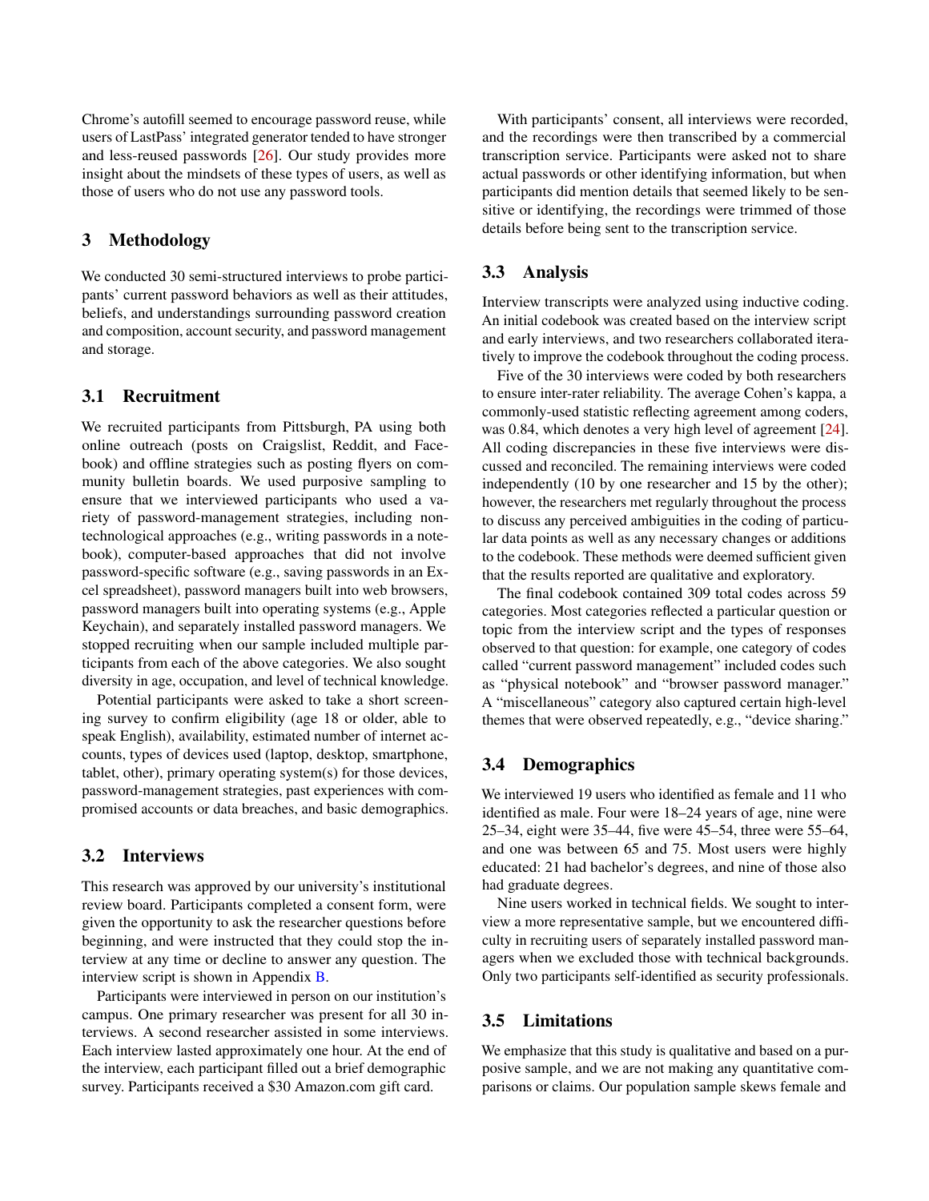Chrome's autofill seemed to encourage password reuse, while users of LastPass' integrated generator tended to have stronger and less-reused passwords [26]. Our study provides more insight about the mindsets of these types of users, as well as those of users who do not use any password tools.

## 3 Methodology

We conducted 30 semi-structured interviews to probe participants' current password behaviors as well as their attitudes, beliefs, and understandings surrounding password creation and composition, account security, and password management and storage.

### 3.1 Recruitment

We recruited participants from Pittsburgh, PA using both online outreach (posts on Craigslist, Reddit, and Facebook) and offline strategies such as posting flyers on community bulletin boards. We used purposive sampling to ensure that we interviewed participants who used a variety of password-management strategies, including non-technological approaches (e.g., writing passwords in a notebook), computer-based approaches that did not involve password-specific software (e.g., saving passwords in an Excel spreadsheet), password managers built into web browsers, password managers built into operating systems (e.g., Apple Keychain), and separately installed password managers. We stopped recruiting when our sample included multiple participants from each of the above categories. We also sought diversity in age, occupation, and level of technical knowledge.

Potential participants were asked to take a short screening survey to confirm eligibility (age 18 or older, able to speak English), availability, estimated number of internet accounts, types of devices used (laptop, desktop, smartphone, tablet, other), primary operating system(s) for those devices, password-management strategies, past experiences with compromised accounts or data breaches, and basic demographics.

### 3.2 Interviews

This research was approved by our university's institutional review board. Participants completed a consent form, were given the opportunity to ask the researcher questions before beginning, and were instructed that they could stop the interview at any time or decline to answer any question. The interview script is shown in Appendix B.

Participants were interviewed in person on our institution's campus. One primary researcher was present for all 30 interviews. A second researcher assisted in some interviews. Each interview lasted approximately one hour. At the end of the interview, each participant filled out a brief demographic survey. Participants received a $30 Amazon.com gift card.

With participants' consent, all interviews were recorded, and the recordings were then transcribed by a commercial transcription service. Participants were asked not to share actual passwords or other identifying information, but when participants did mention details that seemed likely to be sensitive or identifying, the recordings were trimmed of those details before being sent to the transcription service.

### 3.3 Analysis

Interview transcripts were analyzed using inductive coding. An initial codebook was created based on the interview script and early interviews, and two researchers collaborated iteratively to improve the codebook throughout the coding process.

Five of the 30 interviews were coded by both researchers to ensure inter-rater reliability. The average Cohen's kappa, a commonly-used statistic reflecting agreement among coders, was 0.84, which denotes a very high level of agreement [24]. All coding discrepancies in these five interviews were discussed and reconciled. The remaining interviews were coded independently (10 by one researcher and 15 by the other); however, the researchers met regularly throughout the process to discuss any perceived ambiguities in the coding of particular data points as well as any necessary changes or additions to the codebook. These methods were deemed sufficient given that the results reported are qualitative and exploratory.

The final codebook contained 309 total codes across 59 categories. Most categories reflected a particular question or topic from the interview script and the types of responses observed to that question: for example, one category of codes called "current password management" included codes such as "physical notebook" and "browser password manager." A "miscellaneous" category also captured certain high-level themes that were observed repeatedly, e.g., "device sharing."

### 3.4 Demographics

We interviewed 19 users who identified as female and 11 who identified as male. Four were 18–24 years of age, nine were 25–34, eight were 35–44, five were 45–54, three were 55–64, and one was between 65 and 75. Most users were highly educated: 21 had bachelor's degrees, and nine of those also had graduate degrees.

Nine users worked in technical fields. We sought to interview a more representative sample, but we encountered difficulty in recruiting users of separately installed password managers when we excluded those with technical backgrounds. Only two participants self-identified as security professionals.

### 3.5 Limitations

We emphasize that this study is qualitative and based on a purposive sample, and we are not making any quantitative comparisons or claims. Our population sample skews female and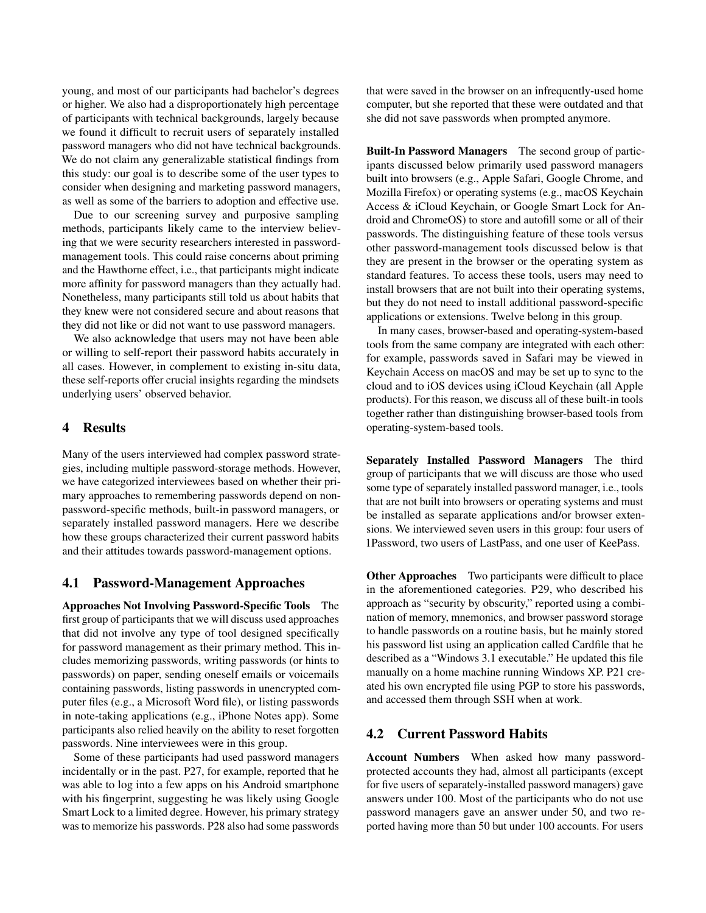young, and most of our participants had bachelor's degrees or higher. We also had a disproportionately high percentage of participants with technical backgrounds, largely because we found it difficult to recruit users of separately installed password managers who did not have technical backgrounds. We do not claim any generalizable statistical findings from this study: our goal is to describe some of the user types to consider when designing and marketing password managers, as well as some of the barriers to adoption and effective use.

Due to our screening survey and purposive sampling methods, participants likely came to the interview believing that we were security researchers interested in password-management tools. This could raise concerns about priming and the Hawthorne effect, i.e., that participants might indicate more affinity for password managers than they actually had. Nonetheless, many participants still told us about habits that they knew were not considered secure and about reasons that they did not like or did not want to use password managers.

We also acknowledge that users may not have been able or willing to self-report their password habits accurately in all cases. However, in complement to existing in-situ data, these self-reports offer crucial insights regarding the mindsets underlying users' observed behavior.

## 4 Results

Many of the users interviewed had complex password strategies, including multiple password-storage methods. However, we have categorized interviewees based on whether their primary approaches to remembering passwords depend on non-password-specific methods, built-in password managers, or separately installed password managers. Here we describe how these groups characterized their current password habits and their attitudes towards password-management options.

### 4.1 Password-Management Approaches

**Approaches Not Involving Password-Specific Tools** The first group of participants that we will discuss used approaches that did not involve any type of tool designed specifically for password management as their primary method. This includes memorizing passwords, writing passwords (or hints to passwords) on paper, sending oneself emails or voicemails containing passwords, listing passwords in unencrypted computer files (e.g., a Microsoft Word file), or listing passwords in note-taking applications (e.g., iPhone Notes app). Some participants also relied heavily on the ability to reset forgotten passwords. Nine interviewees were in this group.

Some of these participants had used password managers incidentally or in the past. P27, for example, reported that he was able to log into a few apps on his Android smartphone with his fingerprint, suggesting he was likely using Google Smart Lock to a limited degree. However, his primary strategy was to memorize his passwords. P28 also had some passwords that were saved in the browser on an infrequently-used home computer, but she reported that these were outdated and that she did not save passwords when prompted anymore.

**Built-In Password Managers** The second group of participants discussed below primarily used password managers built into browsers (e.g., Apple Safari, Google Chrome, and Mozilla Firefox) or operating systems (e.g., macOS Keychain Access & iCloud Keychain, or Google Smart Lock for Android and ChromeOS) to store and autofill some or all of their passwords. The distinguishing feature of these tools versus other password-management tools discussed below is that they are present in the browser or the operating system as standard features. To access these tools, users may need to install browsers that are not built into their operating systems, but they do not need to install additional password-specific applications or extensions. Twelve belong in this group.

In many cases, browser-based and operating-system-based tools from the same company are integrated with each other: for example, passwords saved in Safari may be viewed in Keychain Access on macOS and may be set up to sync to the cloud and to iOS devices using iCloud Keychain (all Apple products). For this reason, we discuss all of these built-in tools together rather than distinguishing browser-based tools from operating-system-based tools.

**Separately Installed Password Managers** The third group of participants that we will discuss are those who used some type of separately installed password manager, i.e., tools that are not built into browsers or operating systems and must be installed as separate applications and/or browser extensions. We interviewed seven users in this group: four users of 1Password, two users of LastPass, and one user of KeePass.

**Other Approaches** Two participants were difficult to place in the aforementioned categories. P29, who described his approach as "security by obscurity," reported using a combination of memory, mnemonics, and browser password storage to handle passwords on a routine basis, but he mainly stored his password list using an application called Cardfile that he described as a "Windows 3.1 executable." He updated this file manually on a home machine running Windows XP. P21 created his own encrypted file using PGP to store his passwords, and accessed them through SSH when at work.

### 4.2 Current Password Habits

**Account Numbers** When asked how many password-protected accounts they had, almost all participants (except for five users of separately-installed password managers) gave answers under 100. Most of the participants who do not use password managers gave an answer under 50, and two reported having more than 50 but under 100 accounts. For users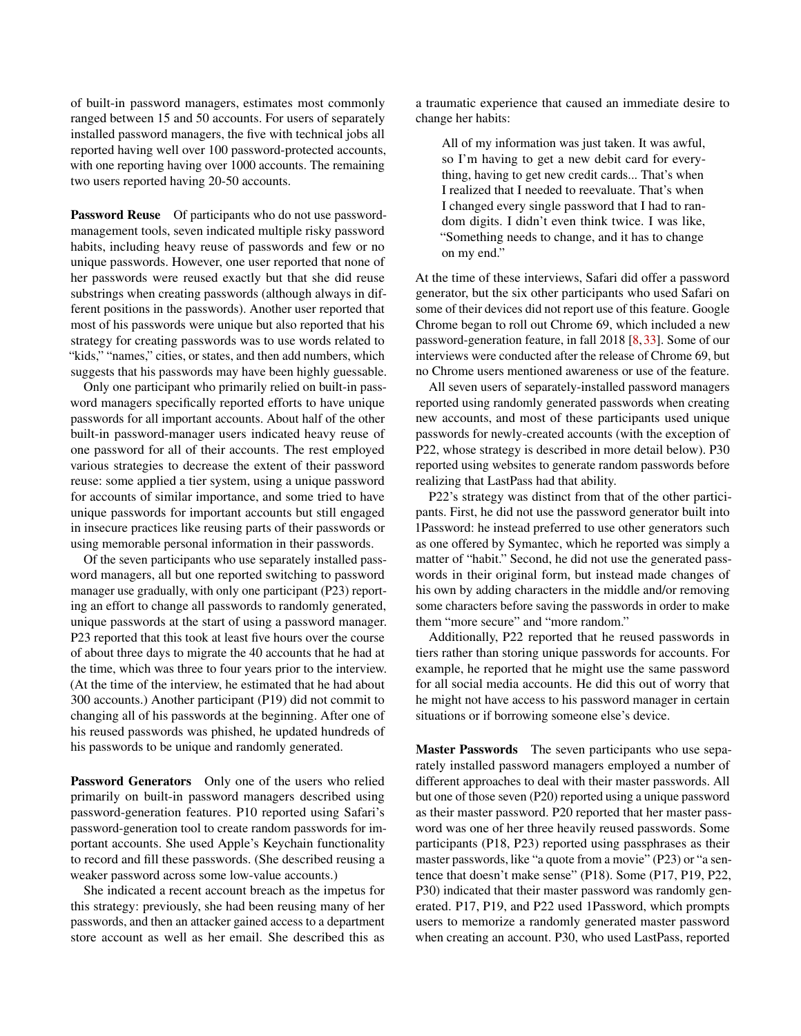of built-in password managers, estimates most commonly ranged between 15 and 50 accounts. For users of separately installed password managers, the five with technical jobs all reported having well over 100 password-protected accounts, with one reporting having over 1000 accounts. The remaining two users reported having 20-50 accounts.

**Password Reuse** Of participants who do not use password-management tools, seven indicated multiple risky password habits, including heavy reuse of passwords and few or no unique passwords. However, one user reported that none of her passwords were reused exactly but that she did reuse substrings when creating passwords (although always in different positions in the passwords). Another user reported that most of his passwords were unique but also reported that his strategy for creating passwords was to use words related to "kids," "names," cities, or states, and then add numbers, which suggests that his passwords may have been highly guessable.

Only one participant who primarily relied on built-in password managers specifically reported efforts to have unique passwords for all important accounts. About half of the other built-in password-manager users indicated heavy reuse of one password for all of their accounts. The rest employed various strategies to decrease the extent of their password reuse: some applied a tier system, using a unique password for accounts of similar importance, and some tried to have unique passwords for important accounts but still engaged in insecure practices like reusing parts of their passwords or using memorable personal information in their passwords.

Of the seven participants who use separately installed password managers, all but one reported switching to password manager use gradually, with only one participant (P23) reporting an effort to change all passwords to randomly generated, unique passwords at the start of using a password manager. P23 reported that this took at least five hours over the course of about three days to migrate the 40 accounts that he had at the time, which was three to four years prior to the interview. (At the time of the interview, he estimated that he had about 300 accounts.) Another participant (P19) did not commit to changing all of his passwords at the beginning. After one of his reused passwords was phished, he updated hundreds of his passwords to be unique and randomly generated.

**Password Generators** Only one of the users who relied primarily on built-in password managers described using password-generation features. P10 reported using Safari's password-generation tool to create random passwords for important accounts. She used Apple's Keychain functionality to record and fill these passwords. (She described reusing a weaker password across some low-value accounts.)

She indicated a recent account breach as the impetus for this strategy: previously, she had been reusing many of her passwords, and then an attacker gained access to a department store account as well as her email. She described this as a traumatic experience that caused an immediate desire to change her habits:

> All of my information was just taken. It was awful, so I'm having to get a new debit card for everything, having to get new credit cards... That's when I realized that I needed to reevaluate. That's when I changed every single password that I had to random digits. I didn't even think twice. I was like, "Something needs to change, and it has to change on my end."

At the time of these interviews, Safari did offer a password generator, but the six other participants who used Safari on some of their devices did not report use of this feature. Google Chrome began to roll out Chrome 69, which included a new password-generation feature, in fall 2018 [8, 33]. Some of our interviews were conducted after the release of Chrome 69, but no Chrome users mentioned awareness or use of the feature.

All seven users of separately-installed password managers reported using randomly generated passwords when creating new accounts, and most of these participants used unique passwords for newly-created accounts (with the exception of P22, whose strategy is described in more detail below). P30 reported using websites to generate random passwords before realizing that LastPass had that ability.

P22's strategy was distinct from that of the other participants. First, he did not use the password generator built into 1Password: he instead preferred to use other generators such as one offered by Symantec, which he reported was simply a matter of "habit." Second, he did not use the generated passwords in their original form, but instead made changes of his own by adding characters in the middle and/or removing some characters before saving the passwords in order to make them "more secure" and "more random."

Additionally, P22 reported that he reused passwords in tiers rather than storing unique passwords for accounts. For example, he reported that he might use the same password for all social media accounts. He did this out of worry that he might not have access to his password manager in certain situations or if borrowing someone else's device.

**Master Passwords** The seven participants who use separately installed password managers employed a number of different approaches to deal with their master passwords. All but one of those seven (P20) reported using a unique password as their master password. P20 reported that her master password was one of her three heavily reused passwords. Some participants (P18, P23) reported using passphrases as their master passwords, like "a quote from a movie" (P23) or "a sentence that doesn't make sense" (P18). Some (P17, P19, P22, P30) indicated that their master password was randomly generated. P17, P19, and P22 used 1Password, which prompts users to memorize a randomly generated master password when creating an account. P30, who used LastPass, reported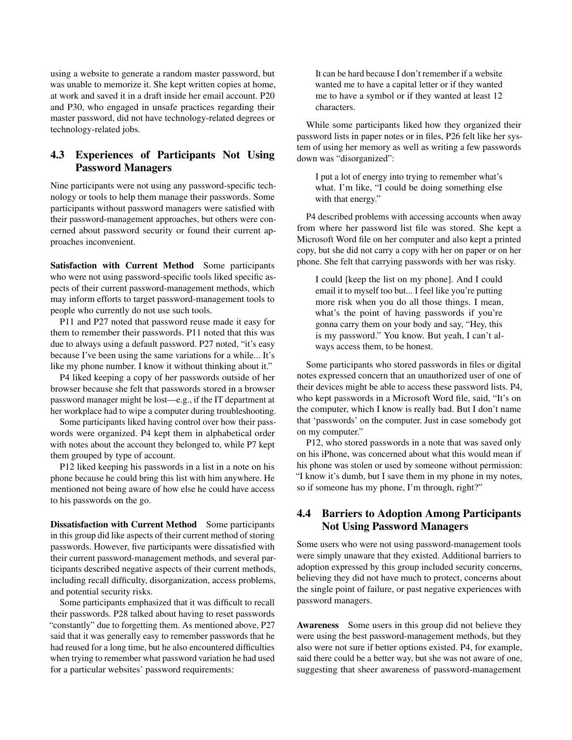using a website to generate a random master password, but was unable to memorize it. She kept written copies at home, at work and saved it in a draft inside her email account. P20 and P30, who engaged in unsafe practices regarding their master password, did not have technology-related degrees or technology-related jobs.

## 4.3 Experiences of Participants Not Using Password Managers

Nine participants were not using any password-specific technology or tools to help them manage their passwords. Some participants without password managers were satisfied with their password-management approaches, but others were concerned about password security or found their current approaches inconvenient.

**Satisfaction with Current Method** Some participants who were not using password-specific tools liked specific aspects of their current password-management methods, which may inform efforts to target password-management tools to people who currently do not use such tools.

P11 and P27 noted that password reuse made it easy for them to remember their passwords. P11 noted that this was due to always using a default password. P27 noted, "it's easy because I've been using the same variations for a while... It's like my phone number. I know it without thinking about it."

P4 liked keeping a copy of her passwords outside of her browser because she felt that passwords stored in a browser password manager might be lost—e.g., if the IT department at her workplace had to wipe a computer during troubleshooting.

Some participants liked having control over how their passwords were organized. P4 kept them in alphabetical order with notes about the account they belonged to, while P7 kept them grouped by type of account.

P12 liked keeping his passwords in a list in a note on his phone because he could bring this list with him anywhere. He mentioned not being aware of how else he could have access to his passwords on the go.

**Dissatisfaction with Current Method** Some participants in this group did like aspects of their current method of storing passwords. However, five participants were dissatisfied with their current password-management methods, and several participants described negative aspects of their current methods, including recall difficulty, disorganization, access problems, and potential security risks.

Some participants emphasized that it was difficult to recall their passwords. P28 talked about having to reset passwords "constantly" due to forgetting them. As mentioned above, P27 said that it was generally easy to remember passwords that he had reused for a long time, but he also encountered difficulties when trying to remember what password variation he had used for a particular websites' password requirements:

> It can be hard because I don't remember if a website wanted me to have a capital letter or if they wanted me to have a symbol or if they wanted at least 12 characters.

While some participants liked how they organized their password lists in paper notes or in files, P26 felt like her system of using her memory as well as writing a few passwords down was "disorganized":

> I put a lot of energy into trying to remember what's what. I'm like, "I could be doing something else with that energy."

P4 described problems with accessing accounts when away from where her password list file was stored. She kept a Microsoft Word file on her computer and also kept a printed copy, but she did not carry a copy with her on paper or on her phone. She felt that carrying passwords with her was risky.

> I could [keep the list on my phone]. And I could email it to myself too but... I feel like you're putting more risk when you do all those things. I mean, what's the point of having passwords if you're gonna carry them on your body and say, "Hey, this is my password." You know. But yeah, I can't always access them, to be honest.

Some participants who stored passwords in files or digital notes expressed concern that an unauthorized user of one of their devices might be able to access these password lists. P4, who kept passwords in a Microsoft Word file, said, "It's on the computer, which I know is really bad. But I don't name that 'passwords' on the computer. Just in case somebody got on my computer."

P12, who stored passwords in a note that was saved only on his iPhone, was concerned about what this would mean if his phone was stolen or used by someone without permission: "I know it's dumb, but I save them in my phone in my notes, so if someone has my phone, I'm through, right?"

## 4.4 Barriers to Adoption Among Participants Not Using Password Managers

Some users who were not using password-management tools were simply unaware that they existed. Additional barriers to adoption expressed by this group included security concerns, believing they did not have much to protect, concerns about the single point of failure, or past negative experiences with password managers.

**Awareness** Some users in this group did not believe they were using the best password-management methods, but they also were not sure if better options existed. P4, for example, said there could be a better way, but she was not aware of one, suggesting that sheer awareness of password-management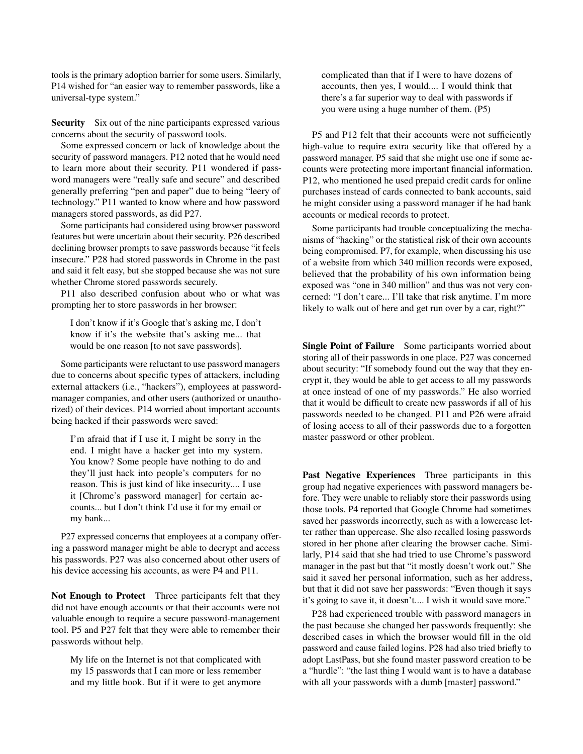tools is the primary adoption barrier for some users. Similarly, P14 wished for "an easier way to remember passwords, like a universal-type system."

**Security** Six out of the nine participants expressed various concerns about the security of password tools.

Some expressed concern or lack of knowledge about the security of password managers. P12 noted that he would need to learn more about their security. P11 wondered if password managers were "really safe and secure" and described generally preferring "pen and paper" due to being "leery of technology." P11 wanted to know where and how password managers stored passwords, as did P27.

Some participants had considered using browser password features but were uncertain about their security. P26 described declining browser prompts to save passwords because "it feels insecure." P28 had stored passwords in Chrome in the past and said it felt easy, but she stopped because she was not sure whether Chrome stored passwords securely.

P11 also described confusion about who or what was prompting her to store passwords in her browser:

> I don't know if it's Google that's asking me, I don't know if it's the website that's asking me... that would be one reason [to not save passwords].

Some participants were reluctant to use password managers due to concerns about specific types of attackers, including external attackers (i.e., "hackers"), employees at password-manager companies, and other users (authorized or unauthorized) of their devices. P14 worried about important accounts being hacked if their passwords were saved:

> I'm afraid that if I use it, I might be sorry in the end. I might have a hacker get into my system. You know? Some people have nothing to do and they'll just hack into people's computers for no reason. This is just kind of like insecurity.... I use it [Chrome's password manager] for certain accounts... but I don't think I'd use it for my email or my bank...

P27 expressed concerns that employees at a company offering a password manager might be able to decrypt and access his passwords. P27 was also concerned about other users of his device accessing his accounts, as were P4 and P11.

**Not Enough to Protect** Three participants felt that they did not have enough accounts or that their accounts were not valuable enough to require a secure password-management tool. P5 and P27 felt that they were able to remember their passwords without help.

> My life on the Internet is not that complicated with my 15 passwords that I can more or less remember and my little book. But if it were to get anymore complicated than that if I were to have dozens of accounts, then yes, I would.... I would think that there's a far superior way to deal with passwords if you were using a huge number of them. (P5)

P5 and P12 felt that their accounts were not sufficiently high-value to require extra security like that offered by a password manager. P5 said that she might use one if some accounts were protecting more important financial information. P12, who mentioned he used prepaid credit cards for online purchases instead of cards connected to bank accounts, said he might consider using a password manager if he had bank accounts or medical records to protect.

Some participants had trouble conceptualizing the mechanisms of "hacking" or the statistical risk of their own accounts being compromised. P7, for example, when discussing his use of a website from which 340 million records were exposed, believed that the probability of his own information being exposed was "one in 340 million" and thus was not very concerned: "I don't care... I'll take that risk anytime. I'm more likely to walk out of here and get run over by a car, right?"

**Single Point of Failure** Some participants worried about storing all of their passwords in one place. P27 was concerned about security: "If somebody found out the way that they encrypt it, they would be able to get access to all my passwords at once instead of one of my passwords." He also worried that it would be difficult to create new passwords if all of his passwords needed to be changed. P11 and P26 were afraid of losing access to all of their passwords due to a forgotten master password or other problem.

**Past Negative Experiences** Three participants in this group had negative experiences with password managers before. They were unable to reliably store their passwords using those tools. P4 reported that Google Chrome had sometimes saved her passwords incorrectly, such as with a lowercase letter rather than uppercase. She also recalled losing passwords stored in her phone after clearing the browser cache. Similarly, P14 said that she had tried to use Chrome's password manager in the past but that "it mostly doesn't work out." She said it saved her personal information, such as her address, but that it did not save her passwords: "Even though it says it's going to save it, it doesn't.... I wish it would save more."

P28 had experienced trouble with password managers in the past because she changed her passwords frequently: she described cases in which the browser would fill in the old password and cause failed logins. P28 had also tried briefly to adopt LastPass, but she found master password creation to be a "hurdle": "the last thing I would want is to have a database with all your passwords with a dumb [master] password."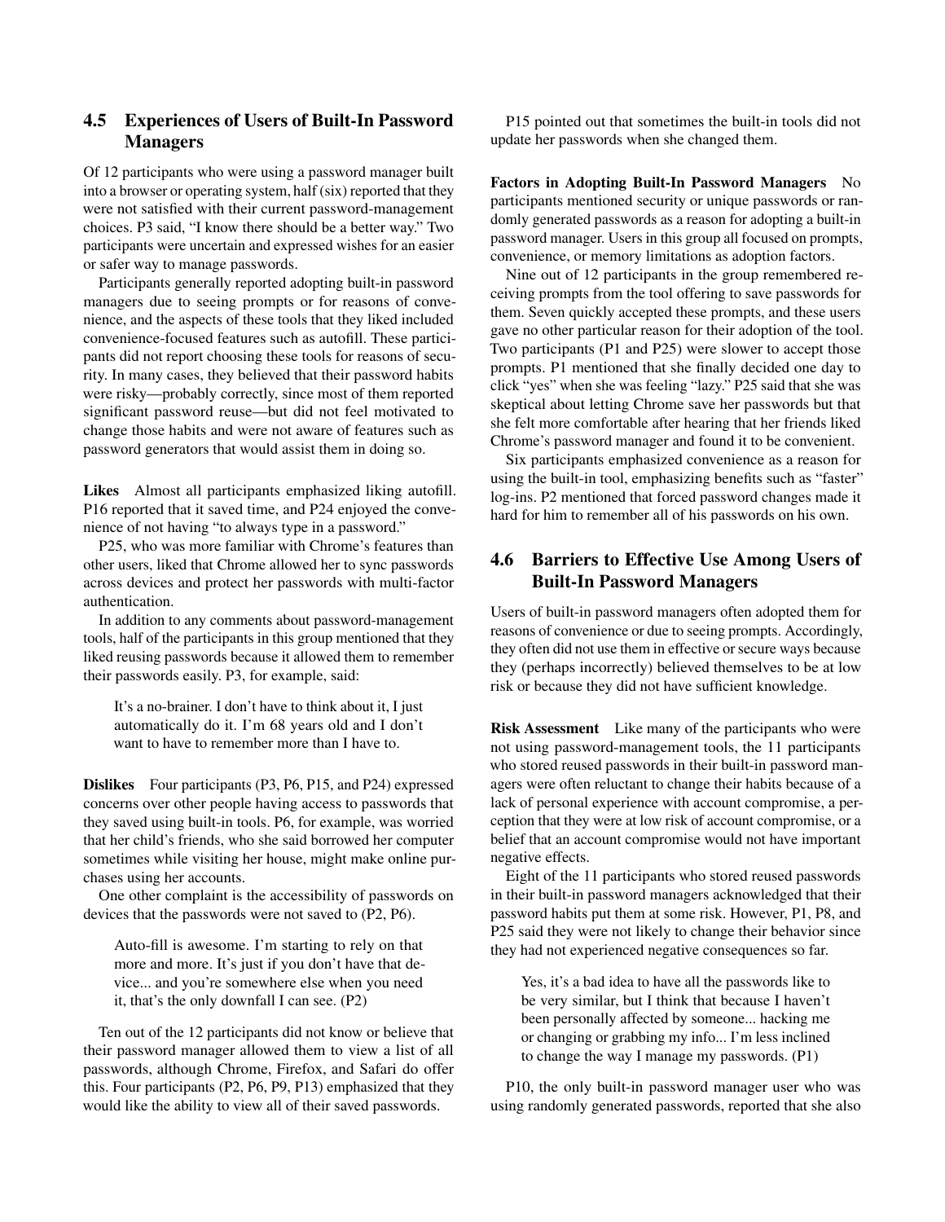### 4.5 Experiences of Users of Built-In Password Managers

Of 12 participants who were using a password manager built into a browser or operating system, half (six) reported that they were not satisfied with their current password-management choices. P3 said, "I know there should be a better way." Two participants were uncertain and expressed wishes for an easier or safer way to manage passwords.

Participants generally reported adopting built-in password managers due to seeing prompts or for reasons of convenience, and the aspects of these tools that they liked included convenience-focused features such as autofill. These participants did not report choosing these tools for reasons of security. In many cases, they believed that their password habits were risky—probably correctly, since most of them reported significant password reuse—but did not feel motivated to change those habits and were not aware of features such as password generators that would assist them in doing so.

**Likes** Almost all participants emphasized liking autofill. P16 reported that it saved time, and P24 enjoyed the convenience of not having "to always type in a password."

P25, who was more familiar with Chrome's features than other users, liked that Chrome allowed her to sync passwords across devices and protect her passwords with multi-factor authentication.

In addition to any comments about password-management tools, half of the participants in this group mentioned that they liked reusing passwords because it allowed them to remember their passwords easily. P3, for example, said:

> It's a no-brainer. I don't have to think about it, I just automatically do it. I'm 68 years old and I don't want to have to remember more than I have to.

**Dislikes** Four participants (P3, P6, P15, and P24) expressed concerns over other people having access to passwords that they saved using built-in tools. P6, for example, was worried that her child's friends, who she said borrowed her computer sometimes while visiting her house, might make online purchases using her accounts.

One other complaint is the accessibility of passwords on devices that the passwords were not saved to (P2, P6).

> Auto-fill is awesome. I'm starting to rely on that more and more. It's just if you don't have that device... and you're somewhere else when you need it, that's the only downfall I can see. (P2)

Ten out of the 12 participants did not know or believe that their password manager allowed them to view a list of all passwords, although Chrome, Firefox, and Safari do offer this. Four participants (P2, P6, P9, P13) emphasized that they would like the ability to view all of their saved passwords.

P15 pointed out that sometimes the built-in tools did not update her passwords when she changed them.

**Factors in Adopting Built-In Password Managers** No participants mentioned security or unique passwords or randomly generated passwords as a reason for adopting a built-in password manager. Users in this group all focused on prompts, convenience, or memory limitations as adoption factors.

Nine out of 12 participants in the group remembered receiving prompts from the tool offering to save passwords for them. Seven quickly accepted these prompts, and these users gave no other particular reason for their adoption of the tool. Two participants (P1 and P25) were slower to accept those prompts. P1 mentioned that she finally decided one day to click "yes" when she was feeling "lazy." P25 said that she was skeptical about letting Chrome save her passwords but that she felt more comfortable after hearing that her friends liked Chrome's password manager and found it to be convenient.

Six participants emphasized convenience as a reason for using the built-in tool, emphasizing benefits such as "faster" log-ins. P2 mentioned that forced password changes made it hard for him to remember all of his passwords on his own.

### 4.6 Barriers to Effective Use Among Users of Built-In Password Managers

Users of built-in password managers often adopted them for reasons of convenience or due to seeing prompts. Accordingly, they often did not use them in effective or secure ways because they (perhaps incorrectly) believed themselves to be at low risk or because they did not have sufficient knowledge.

**Risk Assessment** Like many of the participants who were not using password-management tools, the 11 participants who stored reused passwords in their built-in password managers were often reluctant to change their habits because of a lack of personal experience with account compromise, a perception that they were at low risk of account compromise, or a belief that an account compromise would not have important negative effects.

Eight of the 11 participants who stored reused passwords in their built-in password managers acknowledged that their password habits put them at some risk. However, P1, P8, and P25 said they were not likely to change their behavior since they had not experienced negative consequences so far.

> Yes, it's a bad idea to have all the passwords like to be very similar, but I think that because I haven't been personally affected by someone... hacking me or changing or grabbing my info... I'm less inclined to change the way I manage my passwords. (P1)

P10, the only built-in password manager user who was using randomly generated passwords, reported that she also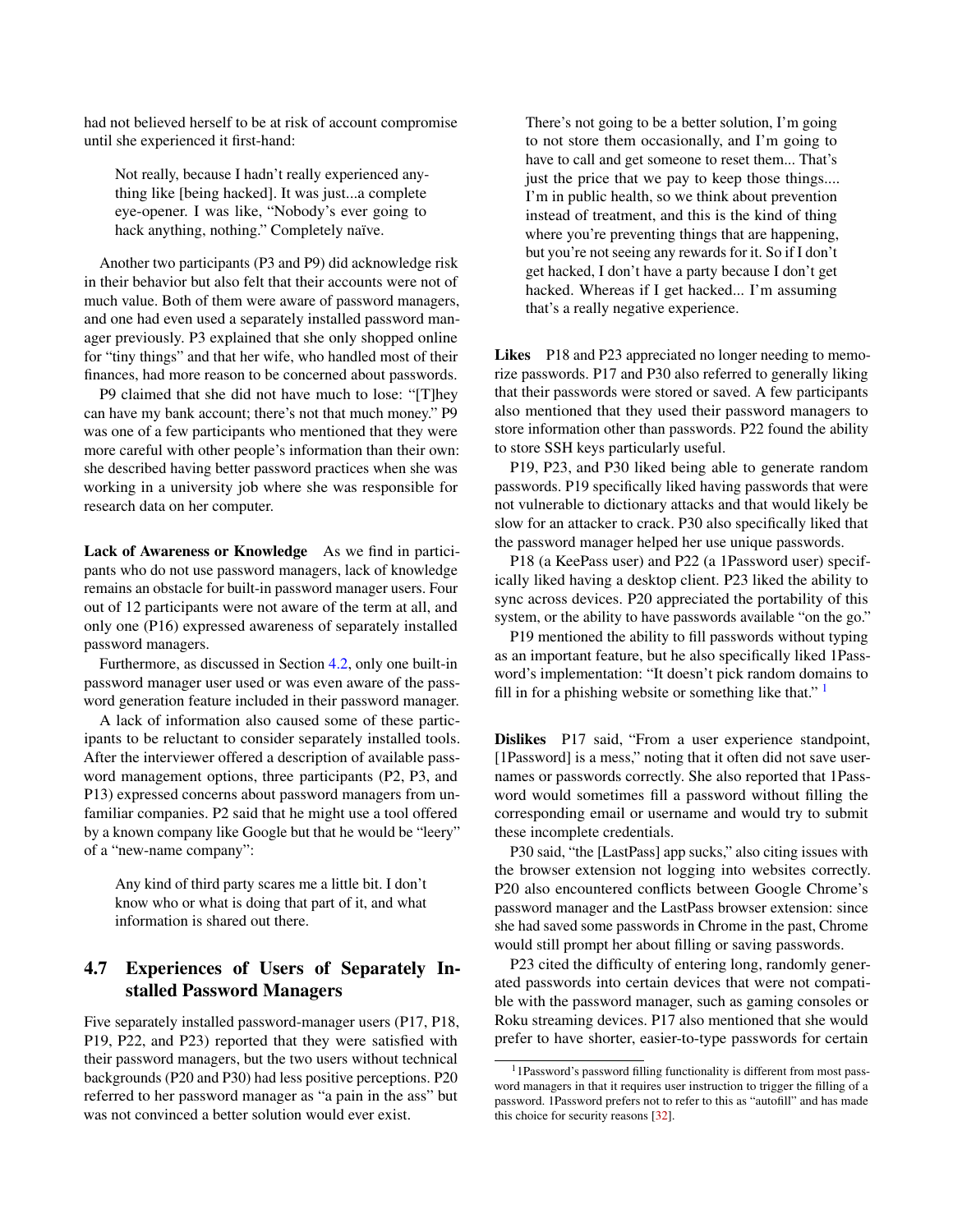had not believed herself to be at risk of account compromise until she experienced it first-hand:

> Not really, because I hadn't really experienced anything like [being hacked]. It was just...a complete eye-opener. I was like, "Nobody's ever going to hack anything, nothing." Completely naïve.

Another two participants (P3 and P9) did acknowledge risk in their behavior but also felt that their accounts were not of much value. Both of them were aware of password managers, and one had even used a separately installed password manager previously. P3 explained that she only shopped online for "tiny things" and that her wife, who handled most of their finances, had more reason to be concerned about passwords.

P9 claimed that she did not have much to lose: "[T]hey can have my bank account; there's not that much money." P9 was one of a few participants who mentioned that they were more careful with other people's information than their own: she described having better password practices when she was working in a university job where she was responsible for research data on her computer.

**Lack of Awareness or Knowledge** As we find in participants who do not use password managers, lack of knowledge remains an obstacle for built-in password manager users. Four out of 12 participants were not aware of the term at all, and only one (P16) expressed awareness of separately installed password managers.

Furthermore, as discussed in Section 4.2, only one built-in password manager user used or was even aware of the password generation feature included in their password manager.

A lack of information also caused some of these participants to be reluctant to consider separately installed tools. After the interviewer offered a description of available password management options, three participants (P2, P3, and P13) expressed concerns about password managers from unfamiliar companies. P2 said that he might use a tool offered by a known company like Google but that he would be "leery" of a "new-name company":

> Any kind of third party scares me a little bit. I don't know who or what is doing that part of it, and what information is shared out there.

### 4.7 Experiences of Users of Separately Installed Password Managers

Five separately installed password-manager users (P17, P18, P19, P22, and P23) reported that they were satisfied with their password managers, but the two users without technical backgrounds (P20 and P30) had less positive perceptions. P20 referred to her password manager as "a pain in the ass" but was not convinced a better solution would ever exist.

> There's not going to be a better solution, I'm going to not store them occasionally, and I'm going to have to call and get someone to reset them... That's just the price that we pay to keep those things.... I'm in public health, so we think about prevention instead of treatment, and this is the kind of thing where you're preventing things that are happening, but you're not seeing any rewards for it. So if I don't get hacked, I don't have a party because I don't get hacked. Whereas if I get hacked... I'm assuming that's a really negative experience.

**Likes** P18 and P23 appreciated no longer needing to memorize passwords. P17 and P30 also referred to generally liking that their passwords were stored or saved. A few participants also mentioned that they used their password managers to store information other than passwords. P22 found the ability to store SSH keys particularly useful.

P19, P23, and P30 liked being able to generate random passwords. P19 specifically liked having passwords that were not vulnerable to dictionary attacks and that would likely be slow for an attacker to crack. P30 also specifically liked that the password manager helped her use unique passwords.

P18 (a KeePass user) and P22 (a 1Password user) specifically liked having a desktop client. P23 liked the ability to sync across devices. P20 appreciated the portability of this system, or the ability to have passwords available "on the go."

P19 mentioned the ability to fill passwords without typing as an important feature, but he also specifically liked 1Password's implementation: "It doesn't pick random domains to fill in for a phishing website or something like that." [1]

**Dislikes** P17 said, "From a user experience standpoint, [1Password] is a mess," noting that it often did not save usernames or passwords correctly. She also reported that 1Password would sometimes fill a password without filling the corresponding email or username and would try to submit these incomplete credentials.

P30 said, "the [LastPass] app sucks," also citing issues with the browser extension not logging into websites correctly. P20 also encountered conflicts between Google Chrome's password manager and the LastPass browser extension: since she had saved some passwords in Chrome in the past, Chrome would still prompt her about filling or saving passwords.

P23 cited the difficulty of entering long, randomly generated passwords into certain devices that were not compatible with the password manager, such as gaming consoles or Roku streaming devices. P17 also mentioned that she would prefer to have shorter, easier-to-type passwords for certain

[1] 1Password's password filling functionality is different from most password managers in that it requires user instruction to trigger the filling of a password. 1Password prefers not to refer to this as "autofill" and has made this choice for security reasons [32].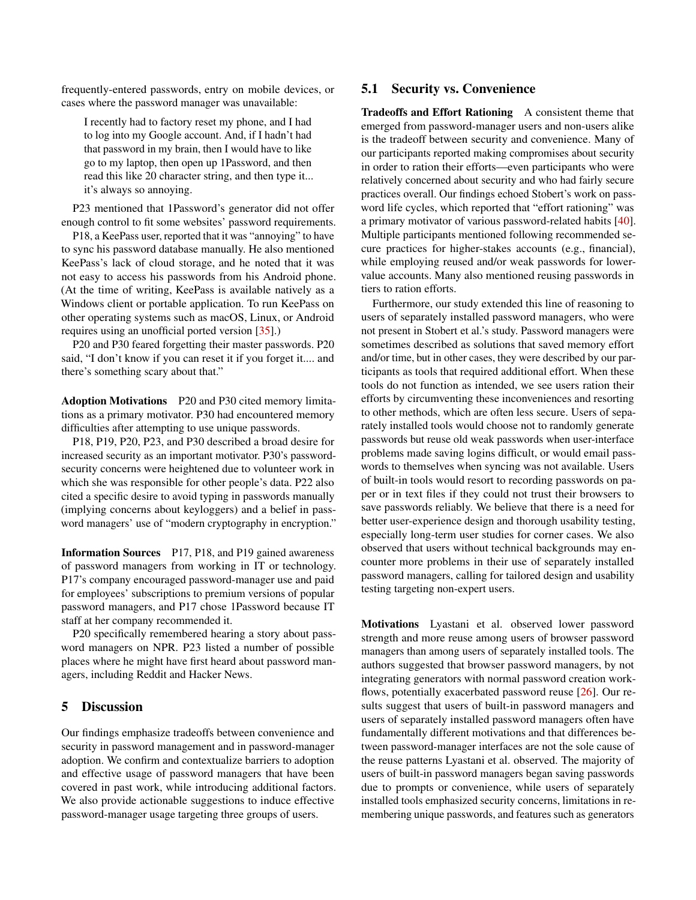frequently-entered passwords, entry on mobile devices, or cases where the password manager was unavailable:

> I recently had to factory reset my phone, and I had to log into my Google account. And, if I hadn't had that password in my brain, then I would have to like go to my laptop, then open up 1Password, and then read this like 20 character string, and then type it... it's always so annoying.

P23 mentioned that 1Password's generator did not offer enough control to fit some websites' password requirements.

P18, a KeePass user, reported that it was "annoying" to have to sync his password database manually. He also mentioned KeePass's lack of cloud storage, and he noted that it was not easy to access his passwords from his Android phone. (At the time of writing, KeePass is available natively as a Windows client or portable application. To run KeePass on other operating systems such as macOS, Linux, or Android requires using an unofficial ported version [35].)

P20 and P30 feared forgetting their master passwords. P20 said, "I don't know if you can reset it if you forget it.... and there's something scary about that."

**Adoption Motivations** P20 and P30 cited memory limitations as a primary motivator. P30 had encountered memory difficulties after attempting to use unique passwords.

P18, P19, P20, P23, and P30 described a broad desire for increased security as an important motivator. P30's password-security concerns were heightened due to volunteer work in which she was responsible for other people's data. P22 also cited a specific desire to avoid typing in passwords manually (implying concerns about keyloggers) and a belief in password managers' use of "modern cryptography in encryption."

**Information Sources** P17, P18, and P19 gained awareness of password managers from working in IT or technology. P17's company encouraged password-manager use and paid for employees' subscriptions to premium versions of popular password managers, and P17 chose 1Password because IT staff at her company recommended it.

P20 specifically remembered hearing a story about password managers on NPR. P23 listed a number of possible places where he might have first heard about password managers, including Reddit and Hacker News.

# 5 Discussion

Our findings emphasize tradeoffs between convenience and security in password management and in password-manager adoption. We confirm and contextualize barriers to adoption and effective usage of password managers that have been covered in past work, while introducing additional factors. We also provide actionable suggestions to induce effective password-manager usage targeting three groups of users.

## 5.1 Security vs. Convenience

**Tradeoffs and Effort Rationing** A consistent theme that emerged from password-manager users and non-users alike is the tradeoff between security and convenience. Many of our participants reported making compromises about security in order to ration their efforts—even participants who were relatively concerned about security and who had fairly secure practices overall. Our findings echoed Stobert's work on password life cycles, which reported that "effort rationing" was a primary motivator of various password-related habits [40]. Multiple participants mentioned following recommended secure practices for higher-stakes accounts (e.g., financial), while employing reused and/or weak passwords for lower-value accounts. Many also mentioned reusing passwords in tiers to ration efforts.

Furthermore, our study extended this line of reasoning to users of separately installed password managers, who were not present in Stobert et al.'s study. Password managers were sometimes described as solutions that saved memory effort and/or time, but in other cases, they were described by our participants as tools that required additional effort. When these tools do not function as intended, we see users ration their efforts by circumventing these inconveniences and resorting to other methods, which are often less secure. Users of separately installed tools would choose not to randomly generate passwords but reuse old weak passwords when user-interface problems made saving logins difficult, or would email passwords to themselves when syncing was not available. Users of built-in tools would resort to recording passwords on paper or in text files if they could not trust their browsers to save passwords reliably. We believe that there is a need for better user-experience design and thorough usability testing, especially long-term user studies for corner cases. We also observed that users without technical backgrounds may encounter more problems in their use of separately installed password managers, calling for tailored design and usability testing targeting non-expert users.

**Motivations** Lyastani et al. observed lower password strength and more reuse among users of browser password managers than among users of separately installed tools. The authors suggested that browser password managers, by not integrating generators with normal password creation workflows, potentially exacerbated password reuse [26]. Our results suggest that users of built-in password managers and users of separately installed password managers often have fundamentally different motivations and that differences between password-manager interfaces are not the sole cause of the reuse patterns Lyastani et al. observed. The majority of users of built-in password managers began saving passwords due to prompts or convenience, while users of separately installed tools emphasized security concerns, limitations in remembering unique passwords, and features such as generators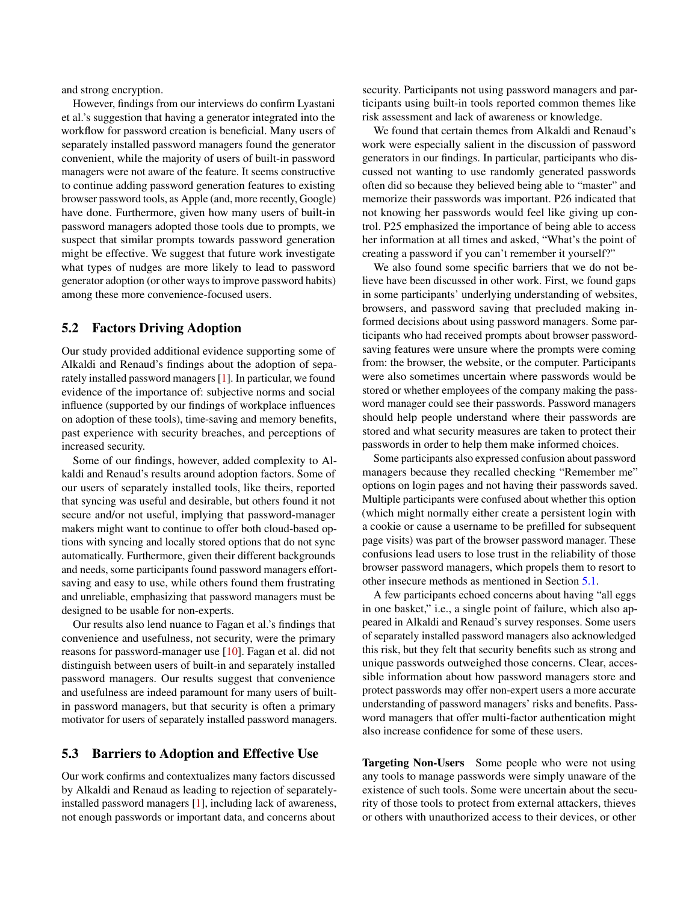and strong encryption.

However, findings from our interviews do confirm Lyastani et al.'s suggestion that having a generator integrated into the workflow for password creation is beneficial. Many users of separately installed password managers found the generator convenient, while the majority of users of built-in password managers were not aware of the feature. It seems constructive to continue adding password generation features to existing browser password tools, as Apple (and, more recently, Google) have done. Furthermore, given how many users of built-in password managers adopted those tools due to prompts, we suspect that similar prompts towards password generation might be effective. We suggest that future work investigate what types of nudges are more likely to lead to password generator adoption (or other ways to improve password habits) among these more convenience-focused users.

## 5.2 Factors Driving Adoption

Our study provided additional evidence supporting some of Alkaldi and Renaud's findings about the adoption of separately installed password managers [1]. In particular, we found evidence of the importance of: subjective norms and social influence (supported by our findings of workplace influences on adoption of these tools), time-saving and memory benefits, past experience with security breaches, and perceptions of increased security.

Some of our findings, however, added complexity to Alkaldi and Renaud's results around adoption factors. Some of our users of separately installed tools, like theirs, reported that syncing was useful and desirable, but others found it not secure and/or not useful, implying that password-manager makers might want to continue to offer both cloud-based options with syncing and locally stored options that do not sync automatically. Furthermore, given their different backgrounds and needs, some participants found password managers effort-saving and easy to use, while others found them frustrating and unreliable, emphasizing that password managers must be designed to be usable for non-experts.

Our results also lend nuance to Fagan et al.'s findings that convenience and usefulness, not security, were the primary reasons for password-manager use [10]. Fagan et al. did not distinguish between users of built-in and separately installed password managers. Our results suggest that convenience and usefulness are indeed paramount for many users of built-in password managers, but that security is often a primary motivator for users of separately installed password managers.

## 5.3 Barriers to Adoption and Effective Use

Our work confirms and contextualizes many factors discussed by Alkaldi and Renaud as leading to rejection of separately-installed password managers [1], including lack of awareness, not enough passwords or important data, and concerns about security. Participants not using password managers and participants using built-in tools reported common themes like risk assessment and lack of awareness or knowledge.

We found that certain themes from Alkaldi and Renaud's work were especially salient in the discussion of password generators in our findings. In particular, participants who discussed not wanting to use randomly generated passwords often did so because they believed being able to "master" and memorize their passwords was important. P26 indicated that not knowing her passwords would feel like giving up control. P25 emphasized the importance of being able to access her information at all times and asked, "What's the point of creating a password if you can't remember it yourself?"

We also found some specific barriers that we do not believe have been discussed in other work. First, we found gaps in some participants' underlying understanding of websites, browsers, and password saving that precluded making informed decisions about using password managers. Some participants who had received prompts about browser password-saving features were unsure where the prompts were coming from: the browser, the website, or the computer. Participants were also sometimes uncertain where passwords would be stored or whether employees of the company making the password manager could see their passwords. Password managers should help people understand where their passwords are stored and what security measures are taken to protect their passwords in order to help them make informed choices.

Some participants also expressed confusion about password managers because they recalled checking "Remember me" options on login pages and not having their passwords saved. Multiple participants were confused about whether this option (which might normally either create a persistent login with a cookie or cause a username to be prefilled for subsequent page visits) was part of the browser password manager. These confusions lead users to lose trust in the reliability of those browser password managers, which propels them to resort to other insecure methods as mentioned in Section 5.1.

A few participants echoed concerns about having "all eggs in one basket," i.e., a single point of failure, which also appeared in Alkaldi and Renaud's survey responses. Some users of separately installed password managers also acknowledged this risk, but they felt that security benefits such as strong and unique passwords outweighed those concerns. Clear, accessible information about how password managers store and protect passwords may offer non-expert users a more accurate understanding of password managers' risks and benefits. Password managers that offer multi-factor authentication might also increase confidence for some of these users.

**Targeting Non-Users** Some people who were not using any tools to manage passwords were simply unaware of the existence of such tools. Some were uncertain about the security of those tools to protect from external attackers, thieves or others with unauthorized access to their devices, or other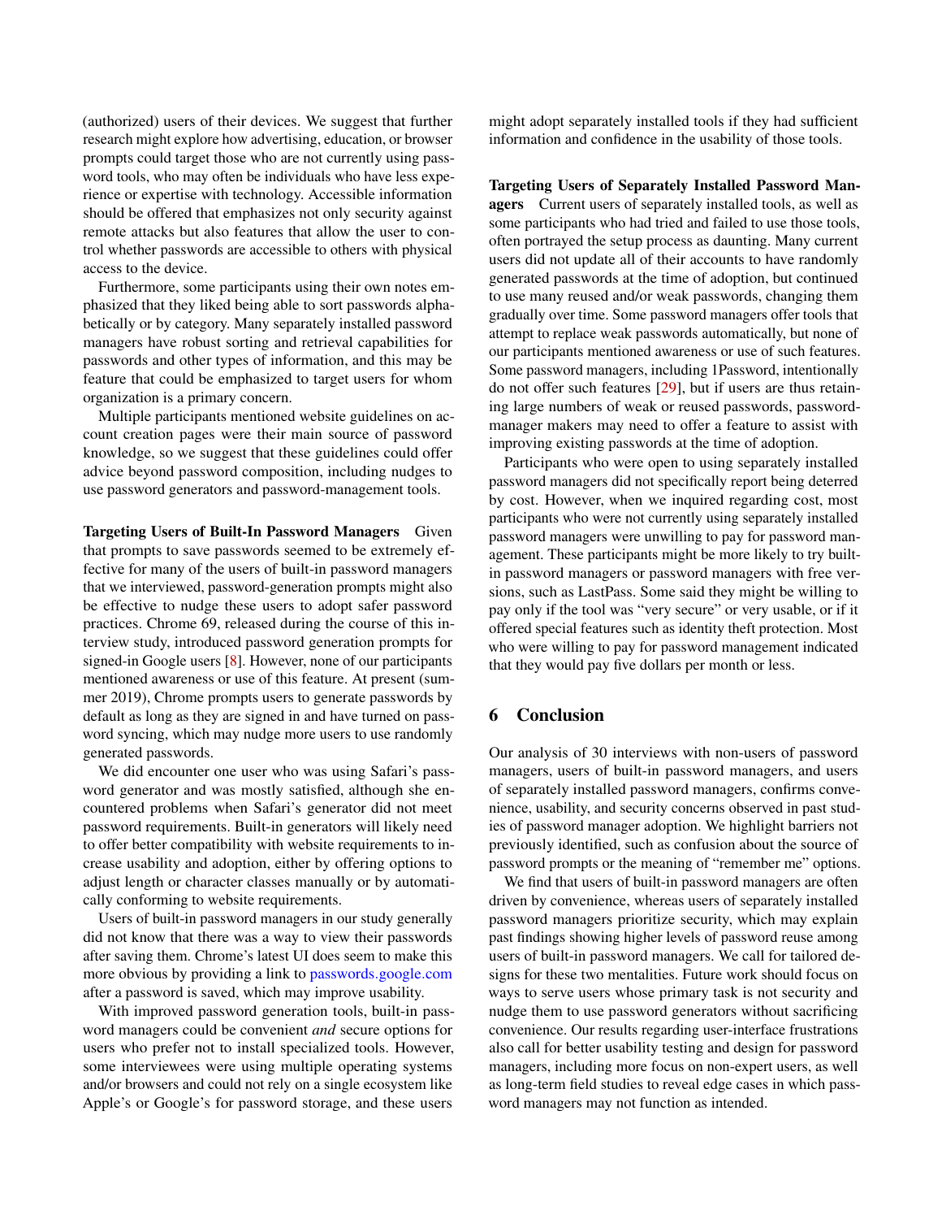(authorized) users of their devices. We suggest that further research might explore how advertising, education, or browser prompts could target those who are not currently using password tools, who may often be individuals who have less experience or expertise with technology. Accessible information should be offered that emphasizes not only security against remote attacks but also features that allow the user to control whether passwords are accessible to others with physical access to the device.

Furthermore, some participants using their own notes emphasized that they liked being able to sort passwords alphabetically or by category. Many separately installed password managers have robust sorting and retrieval capabilities for passwords and other types of information, and this may be feature that could be emphasized to target users for whom organization is a primary concern.

Multiple participants mentioned website guidelines on account creation pages were their main source of password knowledge, so we suggest that these guidelines could offer advice beyond password composition, including nudges to use password generators and password-management tools.

**Targeting Users of Built-In Password Managers** Given that prompts to save passwords seemed to be extremely effective for many of the users of built-in password managers that we interviewed, password-generation prompts might also be effective to nudge these users to adopt safer password practices. Chrome 69, released during the course of this interview study, introduced password generation prompts for signed-in Google users [8]. However, none of our participants mentioned awareness or use of this feature. At present (summer 2019), Chrome prompts users to generate passwords by default as long as they are signed in and have turned on password syncing, which may nudge more users to use randomly generated passwords.

We did encounter one user who was using Safari's password generator and was mostly satisfied, although she encountered problems when Safari's generator did not meet password requirements. Built-in generators will likely need to offer better compatibility with website requirements to increase usability and adoption, either by offering options to adjust length or character classes manually or by automatically conforming to website requirements.

Users of built-in password managers in our study generally did not know that there was a way to view their passwords after saving them. Chrome's latest UI does seem to make this more obvious by providing a link to passwords.google.com after a password is saved, which may improve usability.

With improved password generation tools, built-in password managers could be convenient *and* secure options for users who prefer not to install specialized tools. However, some interviewees were using multiple operating systems and/or browsers and could not rely on a single ecosystem like Apple's or Google's for password storage, and these users might adopt separately installed tools if they had sufficient information and confidence in the usability of those tools.

**Targeting Users of Separately Installed Password Managers** Current users of separately installed tools, as well as some participants who had tried and failed to use those tools, often portrayed the setup process as daunting. Many current users did not update all of their accounts to have randomly generated passwords at the time of adoption, but continued to use many reused and/or weak passwords, changing them gradually over time. Some password managers offer tools that attempt to replace weak passwords automatically, but none of our participants mentioned awareness or use of such features. Some password managers, including 1Password, intentionally do not offer such features [29], but if users are thus retaining large numbers of weak or reused passwords, password-manager makers may need to offer a feature to assist with improving existing passwords at the time of adoption.

Participants who were open to using separately installed password managers did not specifically report being deterred by cost. However, when we inquired regarding cost, most participants who were not currently using separately installed password managers were unwilling to pay for password management. These participants might be more likely to try built-in password managers or password managers with free versions, such as LastPass. Some said they might be willing to pay only if the tool was "very secure" or very usable, or if it offered special features such as identity theft protection. Most who were willing to pay for password management indicated that they would pay five dollars per month or less.

## 6 Conclusion

Our analysis of 30 interviews with non-users of password managers, users of built-in password managers, and users of separately installed password managers, confirms convenience, usability, and security concerns observed in past studies of password manager adoption. We highlight barriers not previously identified, such as confusion about the source of password prompts or the meaning of "remember me" options.

We find that users of built-in password managers are often driven by convenience, whereas users of separately installed password managers prioritize security, which may explain past findings showing higher levels of password reuse among users of built-in password managers. We call for tailored designs for these two mentalities. Future work should focus on ways to serve users whose primary task is not security and nudge them to use password generators without sacrificing convenience. Our results regarding user-interface frustrations also call for better usability testing and design for password managers, including more focus on non-expert users, as well as long-term field studies to reveal edge cases in which password managers may not function as intended.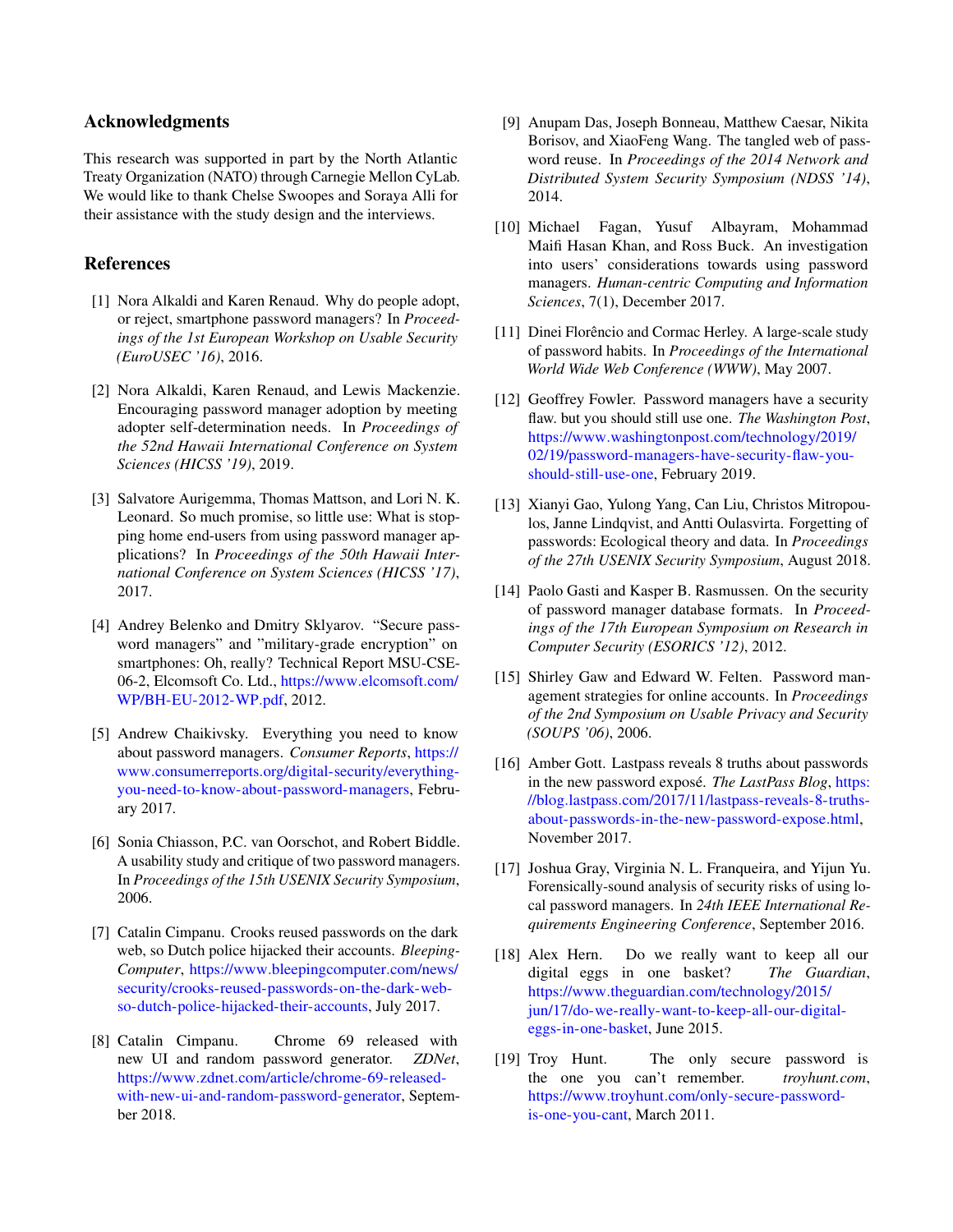## Acknowledgments

This research was supported in part by the North Atlantic Treaty Organization (NATO) through Carnegie Mellon CyLab. We would like to thank Chelse Swoopes and Soraya Alli for their assistance with the study design and the interviews.

## References

[1] Nora Alkaldi and Karen Renaud. Why do people adopt, or reject, smartphone password managers? In *Proceedings of the 1st European Workshop on Usable Security (EuroUSEC '16)*, 2016.

[2] Nora Alkaldi, Karen Renaud, and Lewis Mackenzie. Encouraging password manager adoption by meeting adopter self-determination needs. In *Proceedings of the 52nd Hawaii International Conference on System Sciences (HICSS '19)*, 2019.

[3] Salvatore Aurigemma, Thomas Mattson, and Lori N. K. Leonard. So much promise, so little use: What is stopping home end-users from using password manager applications? In *Proceedings of the 50th Hawaii International Conference on System Sciences (HICSS '17)*, 2017.

[4] Andrey Belenko and Dmitry Sklyarov. "Secure password managers" and "military-grade encryption" on smartphones: Oh, really? Technical Report MSU-CSE-06-2, Elcomsoft Co. Ltd., https://www.elcomsoft.com/WP/BH-EU-2012-WP.pdf, 2012.

[5] Andrew Chaikivsky. Everything you need to know about password managers. *Consumer Reports*, https://www.consumerreports.org/digital-security/everything-you-need-to-know-about-password-managers, February 2017.

[6] Sonia Chiasson, P.C. van Oorschot, and Robert Biddle. A usability study and critique of two password managers. In *Proceedings of the 15th USENIX Security Symposium*, 2006.

[7] Catalin Cimpanu. Crooks reused passwords on the dark web, so Dutch police hijacked their accounts. *BleepingComputer*, https://www.bleepingcomputer.com/news/security/crooks-reused-passwords-on-the-dark-web-so-dutch-police-hijacked-their-accounts, July 2017.

[8] Catalin Cimpanu. Chrome 69 released with new UI and random password generator. *ZDNet*, https://www.zdnet.com/article/chrome-69-released-with-new-ui-and-random-password-generator, September 2018.

[9] Anupam Das, Joseph Bonneau, Matthew Caesar, Nikita Borisov, and XiaoFeng Wang. The tangled web of password reuse. In *Proceedings of the 2014 Network and Distributed System Security Symposium (NDSS '14)*, 2014.

[10] Michael Fagan, Yusuf Albayram, Mohammad Maifi Hasan Khan, and Ross Buck. An investigation into users' considerations towards using password managers. *Human-centric Computing and Information Sciences*, 7(1), December 2017.

[11] Dinei Florêncio and Cormac Herley. A large-scale study of password habits. In *Proceedings of the International World Wide Web Conference (WWW)*, May 2007.

[12] Geoffrey Fowler. Password managers have a security flaw. but you should still use one. *The Washington Post*, https://www.washingtonpost.com/technology/2019/02/19/password-managers-have-security-flaw-you-should-still-use-one, February 2019.

[13] Xianyi Gao, Yulong Yang, Can Liu, Christos Mitropoulos, Janne Lindqvist, and Antti Oulasvirta. Forgetting of passwords: Ecological theory and data. In *Proceedings of the 27th USENIX Security Symposium*, August 2018.

[14] Paolo Gasti and Kasper B. Rasmussen. On the security of password manager database formats. In *Proceedings of the 17th European Symposium on Research in Computer Security (ESORICS '12)*, 2012.

[15] Shirley Gaw and Edward W. Felten. Password management strategies for online accounts. In *Proceedings of the 2nd Symposium on Usable Privacy and Security (SOUPS '06)*, 2006.

[16] Amber Gott. Lastpass reveals 8 truths about passwords in the new password exposé. *The LastPass Blog*, https://blog.lastpass.com/2017/11/lastpass-reveals-8-truths-about-passwords-in-the-new-password-expose.html, November 2017.

[17] Joshua Gray, Virginia N. L. Franqueira, and Yijun Yu. Forensically-sound analysis of security risks of using local password managers. In *24th IEEE International Requirements Engineering Conference*, September 2016.

[18] Alex Hern. Do we really want to keep all our digital eggs in one basket? *The Guardian*, https://www.theguardian.com/technology/2015/jun/17/do-we-really-want-to-keep-all-our-digital-eggs-in-one-basket, June 2015.

[19] Troy Hunt. The only secure password is the one you can't remember. *troyhunt.com*, https://www.troyhunt.com/only-secure-password-is-one-you-cant, March 2011.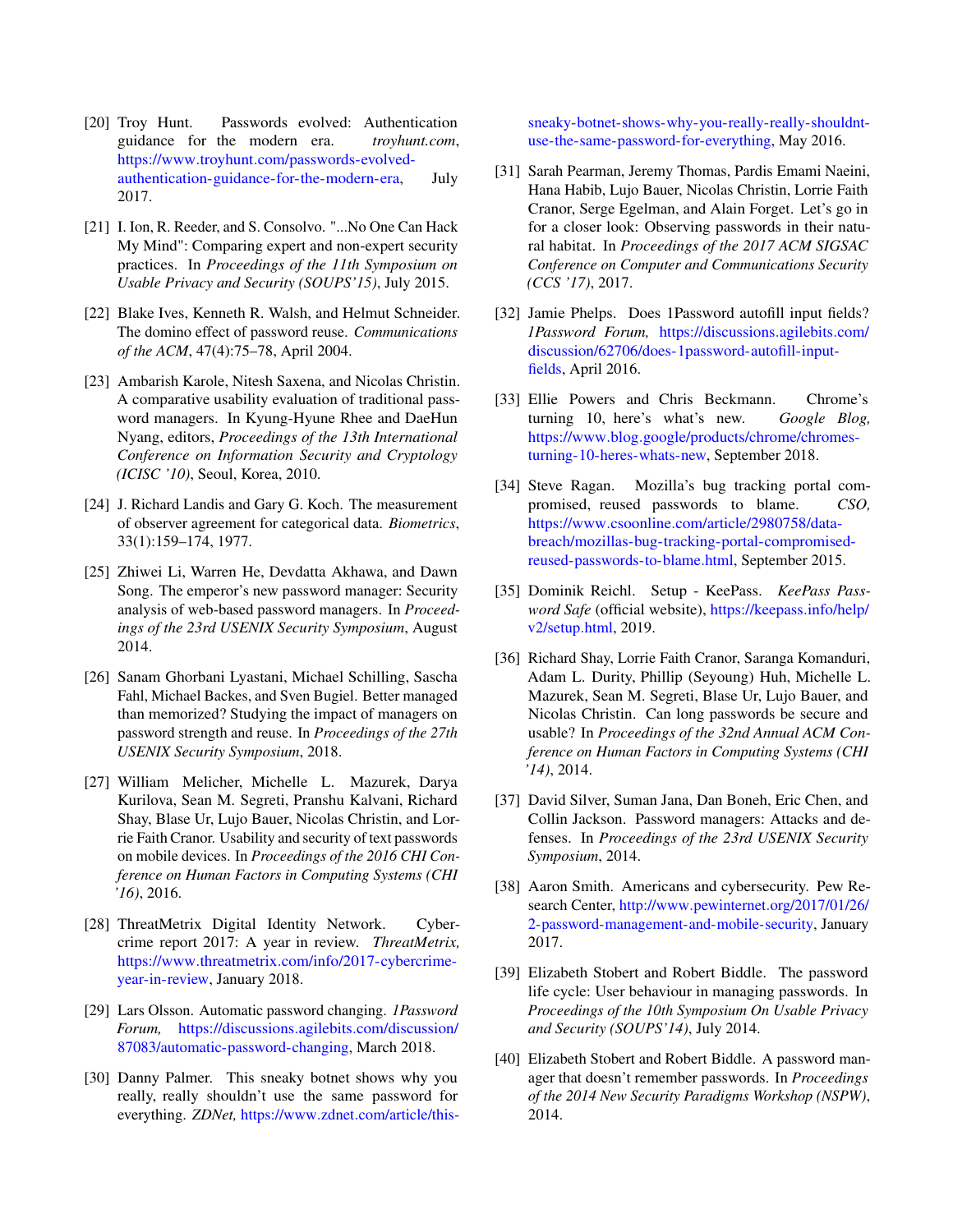[20] Troy Hunt. Passwords evolved: Authentication guidance for the modern era. *troyhunt.com*, https://www.troyhunt.com/passwords-evolved-authentication-guidance-for-the-modern-era, July 2017.

[21] I. Ion, R. Reeder, and S. Consolvo. "...No One Can Hack My Mind": Comparing expert and non-expert security practices. In *Proceedings of the 11th Symposium on Usable Privacy and Security (SOUPS'15)*, July 2015.

[22] Blake Ives, Kenneth R. Walsh, and Helmut Schneider. The domino effect of password reuse. *Communications of the ACM*, 47(4):75–78, April 2004.

[23] Ambarish Karole, Nitesh Saxena, and Nicolas Christin. A comparative usability evaluation of traditional password managers. In Kyung-Hyune Rhee and DaeHun Nyang, editors, *Proceedings of the 13th International Conference on Information Security and Cryptology (ICISC '10)*, Seoul, Korea, 2010.

[24] J. Richard Landis and Gary G. Koch. The measurement of observer agreement for categorical data. *Biometrics*, 33(1):159–174, 1977.

[25] Zhiwei Li, Warren He, Devdatta Akhawa, and Dawn Song. The emperor's new password manager: Security analysis of web-based password managers. In *Proceedings of the 23rd USENIX Security Symposium*, August 2014.

[26] Sanam Ghorbani Lyastani, Michael Schilling, Sascha Fahl, Michael Backes, and Sven Bugiel. Better managed than memorized? Studying the impact of managers on password strength and reuse. In *Proceedings of the 27th USENIX Security Symposium*, 2018.

[27] William Melicher, Michelle L. Mazurek, Darya Kurilova, Sean M. Segreti, Pranshu Kalvani, Richard Shay, Blase Ur, Lujo Bauer, Nicolas Christin, and Lorrie Faith Cranor. Usability and security of text passwords on mobile devices. In *Proceedings of the 2016 CHI Conference on Human Factors in Computing Systems (CHI '16)*, 2016.

[28] ThreatMetrix Digital Identity Network. Cybercrime report 2017: A year in review. *ThreatMetrix,* https://www.threatmetrix.com/info/2017-cybercrime-year-in-review, January 2018.

[29] Lars Olsson. Automatic password changing. *1Password Forum,* https://discussions.agilebits.com/discussion/87083/automatic-password-changing, March 2018.

[30] Danny Palmer. This sneaky botnet shows why you really, really shouldn't use the same password for everything. *ZDNet,* https://www.zdnet.com/article/this-sneaky-botnet-shows-why-you-really-really-shouldnt-use-the-same-password-for-everything, May 2016.

[31] Sarah Pearman, Jeremy Thomas, Pardis Emami Naeini, Hana Habib, Lujo Bauer, Nicolas Christin, Lorrie Faith Cranor, Serge Egelman, and Alain Forget. Let's go in for a closer look: Observing passwords in their natural habitat. In *Proceedings of the 2017 ACM SIGSAC Conference on Computer and Communications Security (CCS '17)*, 2017.

[32] Jamie Phelps. Does 1Password autofill input fields? *1Password Forum,* https://discussions.agilebits.com/discussion/62706/does-1password-autofill-input-fields, April 2016.

[33] Ellie Powers and Chris Beckmann. Chrome's turning 10, here's what's new. *Google Blog,* https://www.blog.google/products/chrome/chromes-turning-10-heres-whats-new, September 2018.

[34] Steve Ragan. Mozilla's bug tracking portal compromised, reused passwords to blame. *CSO,* https://www.csoonline.com/article/2980758/data-breach/mozillas-bug-tracking-portal-compromised-reused-passwords-to-blame.html, September 2015.

[35] Dominik Reichl. Setup - KeePass. *KeePass Password Safe* (official website), https://keepass.info/help/v2/setup.html, 2019.

[36] Richard Shay, Lorrie Faith Cranor, Saranga Komanduri, Adam L. Durity, Phillip (Seyoung) Huh, Michelle L. Mazurek, Sean M. Segreti, Blase Ur, Lujo Bauer, and Nicolas Christin. Can long passwords be secure and usable? In *Proceedings of the 32nd Annual ACM Conference on Human Factors in Computing Systems (CHI '14)*, 2014.

[37] David Silver, Suman Jana, Dan Boneh, Eric Chen, and Collin Jackson. Password managers: Attacks and defenses. In *Proceedings of the 23rd USENIX Security Symposium*, 2014.

[38] Aaron Smith. Americans and cybersecurity. Pew Research Center, http://www.pewinternet.org/2017/01/26/2-password-management-and-mobile-security, January 2017.

[39] Elizabeth Stobert and Robert Biddle. The password life cycle: User behaviour in managing passwords. In *Proceedings of the 10th Symposium On Usable Privacy and Security (SOUPS'14)*, July 2014.

[40] Elizabeth Stobert and Robert Biddle. A password manager that doesn't remember passwords. In *Proceedings of the 2014 New Security Paradigms Workshop (NSPW)*, 2014.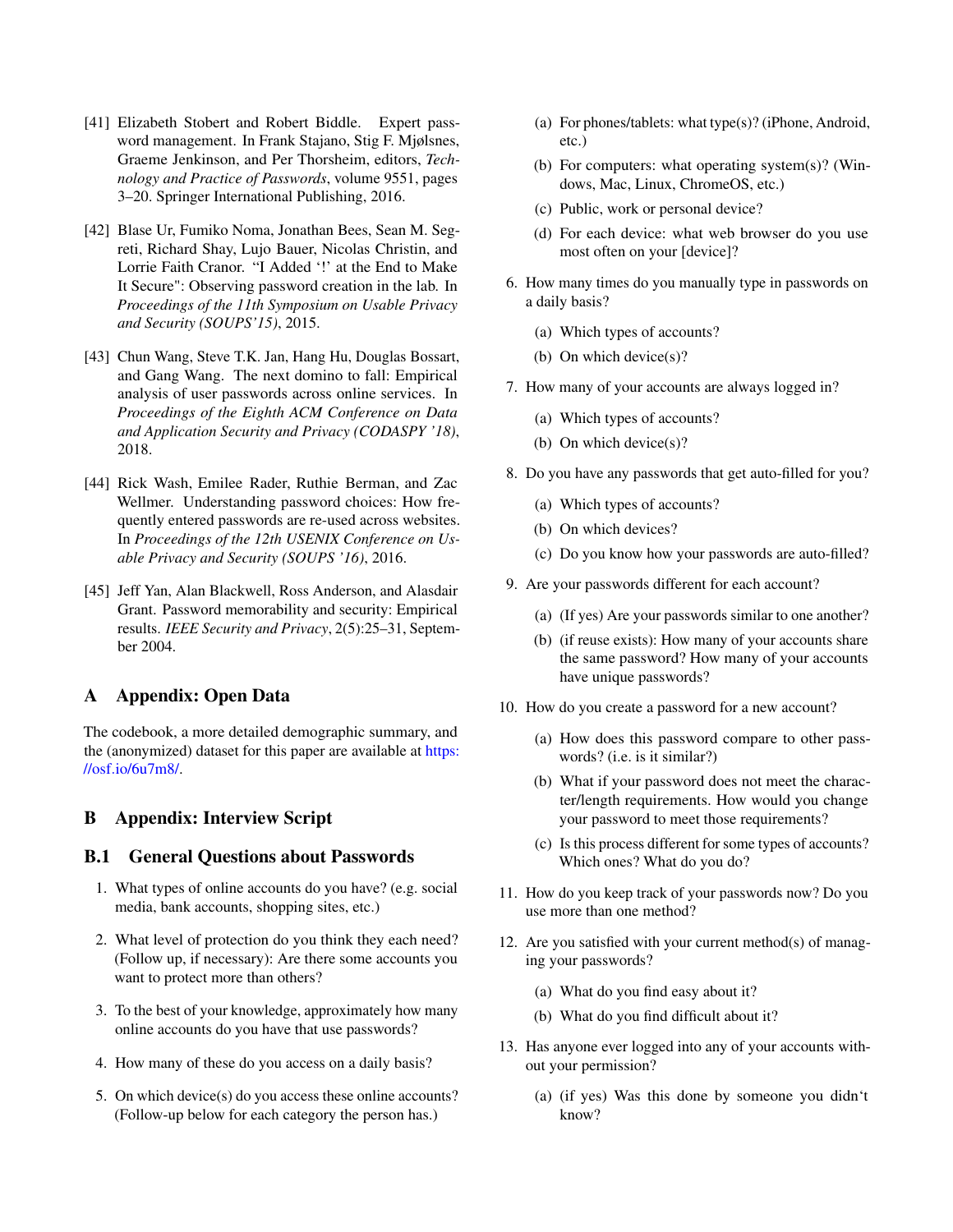[41] Elizabeth Stobert and Robert Biddle. Expert password management. In Frank Stajano, Stig F. Mjølsnes, Graeme Jenkinson, and Per Thorsheim, editors, *Technology and Practice of Passwords*, volume 9551, pages 3–20. Springer International Publishing, 2016.

[42] Blase Ur, Fumiko Noma, Jonathan Bees, Sean M. Segreti, Richard Shay, Lujo Bauer, Nicolas Christin, and Lorrie Faith Cranor. "I Added '!' at the End to Make It Secure": Observing password creation in the lab. In *Proceedings of the 11th Symposium on Usable Privacy and Security (SOUPS'15)*, 2015.

[43] Chun Wang, Steve T.K. Jan, Hang Hu, Douglas Bossart, and Gang Wang. The next domino to fall: Empirical analysis of user passwords across online services. In *Proceedings of the Eighth ACM Conference on Data and Application Security and Privacy (CODASPY '18)*, 2018.

[44] Rick Wash, Emilee Rader, Ruthie Berman, and Zac Wellmer. Understanding password choices: How frequently entered passwords are re-used across websites. In *Proceedings of the 12th USENIX Conference on Usable Privacy and Security (SOUPS '16)*, 2016.

[45] Jeff Yan, Alan Blackwell, Ross Anderson, and Alasdair Grant. Password memorability and security: Empirical results. *IEEE Security and Privacy*, 2(5):25–31, September 2004.

## A Appendix: Open Data

The codebook, a more detailed demographic summary, and the (anonymized) dataset for this paper are available at https://osf.io/6u7m8/.

## B Appendix: Interview Script

### B.1 General Questions about Passwords

1. What types of online accounts do you have? (e.g. social media, bank accounts, shopping sites, etc.)
2. What level of protection do you think they each need? (Follow up, if necessary): Are there some accounts you want to protect more than others?
3. To the best of your knowledge, approximately how many online accounts do you have that use passwords?
4. How many of these do you access on a daily basis?
5. On which device(s) do you access these online accounts? (Follow-up below for each category the person has.)
   - (a) For phones/tablets: what type(s)? (iPhone, Android, etc.)
   - (b) For computers: what operating system(s)? (Windows, Mac, Linux, ChromeOS, etc.)
   - (c) Public, work or personal device?
   - (d) For each device: what web browser do you use most often on your [device]?
6. How many times do you manually type in passwords on a daily basis?
   - (a) Which types of accounts?
   - (b) On which device(s)?
7. How many of your accounts are always logged in?
   - (a) Which types of accounts?
   - (b) On which device(s)?
8. Do you have any passwords that get auto-filled for you?
   - (a) Which types of accounts?
   - (b) On which devices?
   - (c) Do you know how your passwords are auto-filled?
9. Are your passwords different for each account?
   - (a) (If yes) Are your passwords similar to one another?
   - (b) (if reuse exists): How many of your accounts share the same password? How many of your accounts have unique passwords?
10. How do you create a password for a new account?
    - (a) How does this password compare to other passwords? (i.e. is it similar?)
    - (b) What if your password does not meet the character/length requirements. How would you change your password to meet those requirements?
    - (c) Is this process different for some types of accounts? Which ones? What do you do?
11. How do you keep track of your passwords now? Do you use more than one method?
12. Are you satisfied with your current method(s) of managing your passwords?
    - (a) What do you find easy about it?
    - (b) What do you find difficult about it?
13. Has anyone ever logged into any of your accounts without your permission?
    - (a) (if yes) Was this done by someone you didn't know?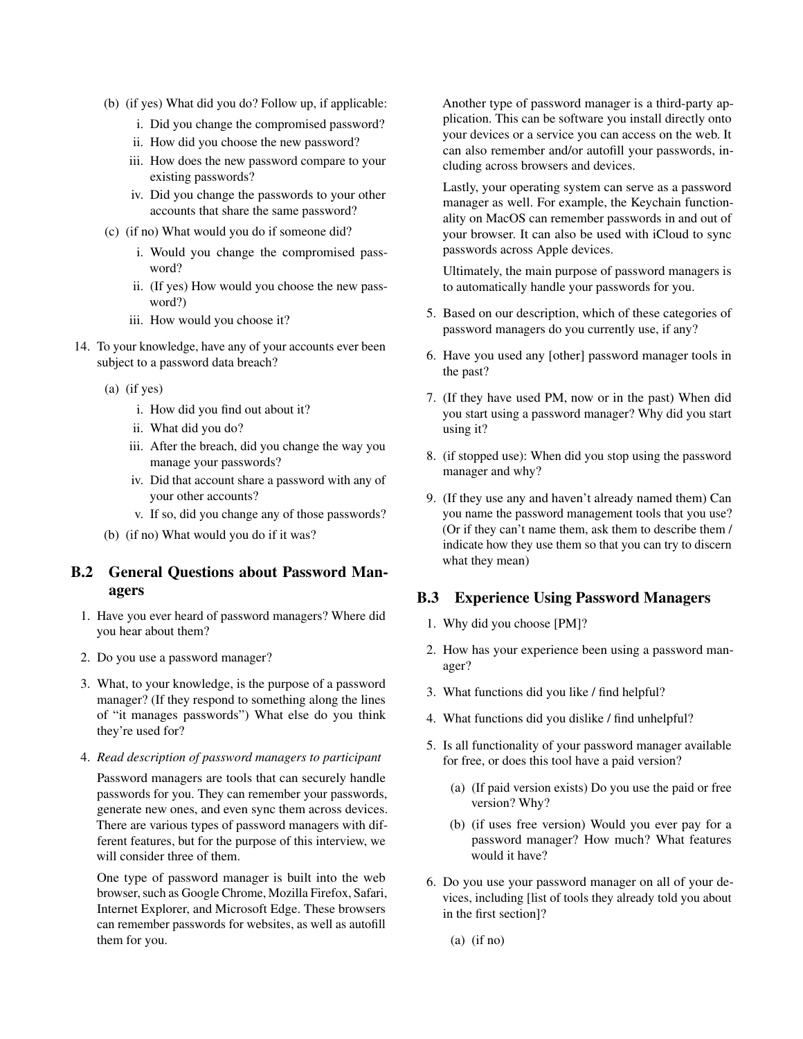(b) (if yes) What did you do? Follow up, if applicable:

   i. Did you change the compromised password?

   ii. How did you choose the new password?

   iii. How does the new password compare to your existing passwords?

   iv. Did you change the passwords to your other accounts that share the same password?

(c) (if no) What would you do if someone did?

   i. Would you change the compromised password?

   ii. (If yes) How would you choose the new password?)

   iii. How would you choose it?

14. To your knowledge, have any of your accounts ever been subject to a password data breach?

   (a) (if yes)

      i. How did you find out about it?

      ii. What did you do?

      iii. After the breach, did you change the way you manage your passwords?

      iv. Did that account share a password with any of your other accounts?

      v. If so, did you change any of those passwords?

   (b) (if no) What would you do if it was?

## B.2 General Questions about Password Managers

1. Have you ever heard of password managers? Where did you hear about them?

2. Do you use a password manager?

3. What, to your knowledge, is the purpose of a password manager? (If they respond to something along the lines of "it manages passwords") What else do you think they're used for?

4. *Read description of password managers to participant*

   Password managers are tools that can securely handle passwords for you. They can remember your passwords, generate new ones, and even sync them across devices. There are various types of password managers with different features, but for the purpose of this interview, we will consider three of them.

   One type of password manager is built into the web browser, such as Google Chrome, Mozilla Firefox, Safari, Internet Explorer, and Microsoft Edge. These browsers can remember passwords for websites, as well as autofill them for you.

   Another type of password manager is a third-party application. This can be software you install directly onto your devices or a service you can access on the web. It can also remember and/or autofill your passwords, including across browsers and devices.

   Lastly, your operating system can serve as a password manager as well. For example, the Keychain functionality on MacOS can remember passwords in and out of your browser. It can also be used with iCloud to sync passwords across Apple devices.

   Ultimately, the main purpose of password managers is to automatically handle your passwords for you.

5. Based on our description, which of these categories of password managers do you currently use, if any?

6. Have you used any [other] password manager tools in the past?

7. (If they have used PM, now or in the past) When did you start using a password manager? Why did you start using it?

8. (if stopped use): When did you stop using the password manager and why?

9. (If they use any and haven't already named them) Can you name the password management tools that you use? (Or if they can't name them, ask them to describe them / indicate how they use them so that you can try to discern what they mean)

## B.3 Experience Using Password Managers

1. Why did you choose [PM]?

2. How has your experience been using a password manager?

3. What functions did you like / find helpful?

4. What functions did you dislike / find unhelpful?

5. Is all functionality of your password manager available for free, or does this tool have a paid version?

   (a) (If paid version exists) Do you use the paid or free version? Why?

   (b) (if uses free version) Would you ever pay for a password manager? How much? What features would it have?

6. Do you use your password manager on all of your devices, including [list of tools they already told you about in the first section]?

   (a) (if no)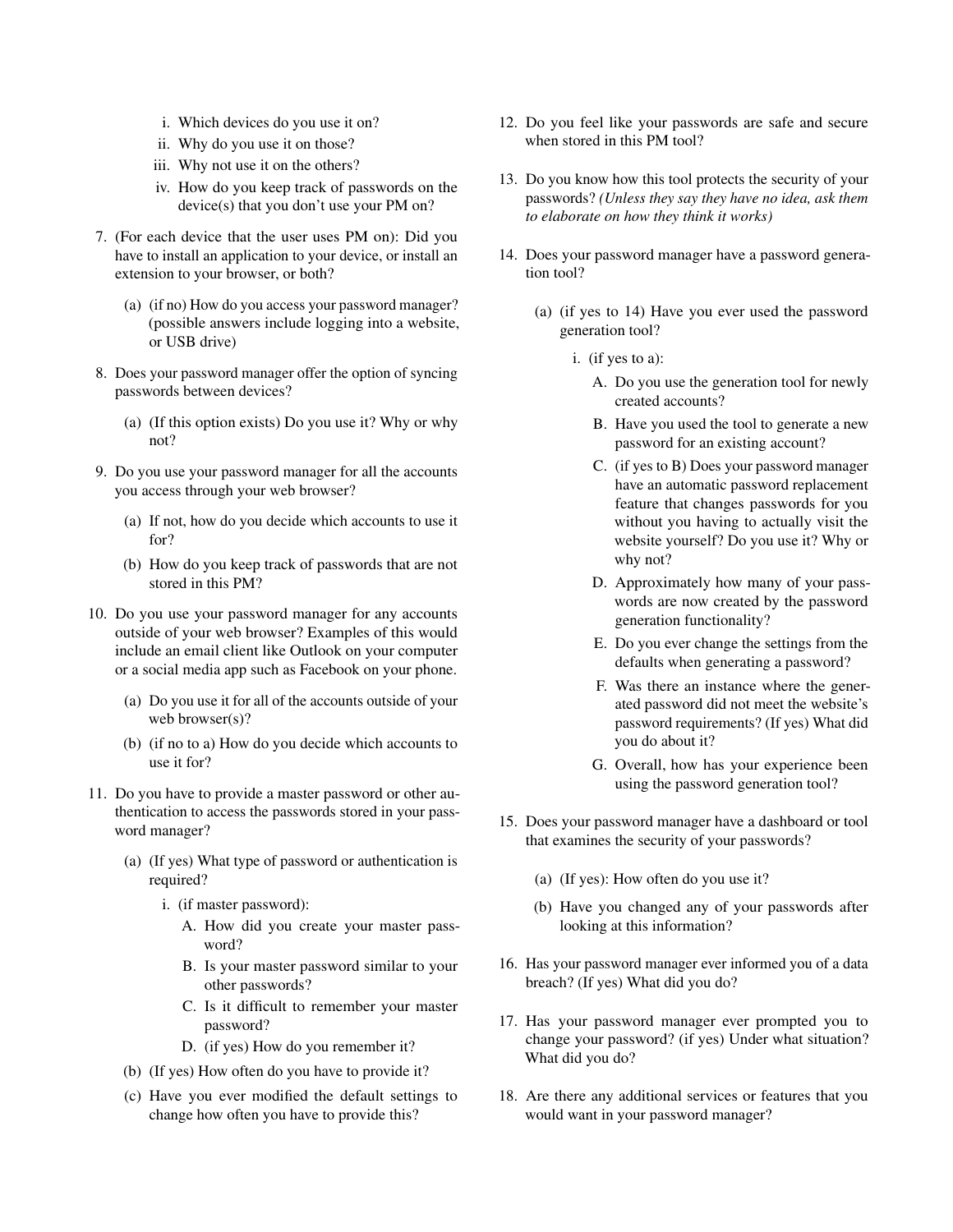i. Which devices do you use it on?
ii. Why do you use it on those?
iii. Why not use it on the others?
iv. How do you keep track of passwords on the device(s) that you don't use your PM on?

7. (For each device that the user uses PM on): Did you have to install an application to your device, or install an extension to your browser, or both?
   (a) (if no) How do you access your password manager? (possible answers include logging into a website, or USB drive)

8. Does your password manager offer the option of syncing passwords between devices?
   (a) (If this option exists) Do you use it? Why or why not?

9. Do you use your password manager for all the accounts you access through your web browser?
   (a) If not, how do you decide which accounts to use it for?
   (b) How do you keep track of passwords that are not stored in this PM?

10. Do you use your password manager for any accounts outside of your web browser? Examples of this would include an email client like Outlook on your computer or a social media app such as Facebook on your phone.
    (a) Do you use it for all of the accounts outside of your web browser(s)?
    (b) (if no to a) How do you decide which accounts to use it for?

11. Do you have to provide a master password or other authentication to access the passwords stored in your password manager?
    (a) (If yes) What type of password or authentication is required?
        i. (if master password):
           A. How did you create your master password?
           B. Is your master password similar to your other passwords?
           C. Is it difficult to remember your master password?
           D. (if yes) How do you remember it?
    (b) (If yes) How often do you have to provide it?
    (c) Have you ever modified the default settings to change how often you have to provide this?

12. Do you feel like your passwords are safe and secure when stored in this PM tool?

13. Do you know how this tool protects the security of your passwords? *(Unless they say they have no idea, ask them to elaborate on how they think it works)*

14. Does your password manager have a password generation tool?
    (a) (if yes to 14) Have you ever used the password generation tool?
        i. (if yes to a):
           A. Do you use the generation tool for newly created accounts?
           B. Have you used the tool to generate a new password for an existing account?
           C. (if yes to B) Does your password manager have an automatic password replacement feature that changes passwords for you without you having to actually visit the website yourself? Do you use it? Why or why not?
           D. Approximately how many of your passwords are now created by the password generation functionality?
           E. Do you ever change the settings from the defaults when generating a password?
           F. Was there an instance where the generated password did not meet the website's password requirements? (If yes) What did you do about it?
           G. Overall, how has your experience been using the password generation tool?

15. Does your password manager have a dashboard or tool that examines the security of your passwords?
    (a) (If yes): How often do you use it?
    (b) Have you changed any of your passwords after looking at this information?

16. Has your password manager ever informed you of a data breach? (If yes) What did you do?

17. Has your password manager ever prompted you to change your password? (if yes) Under what situation? What did you do?

18. Are there any additional services or features that you would want in your password manager?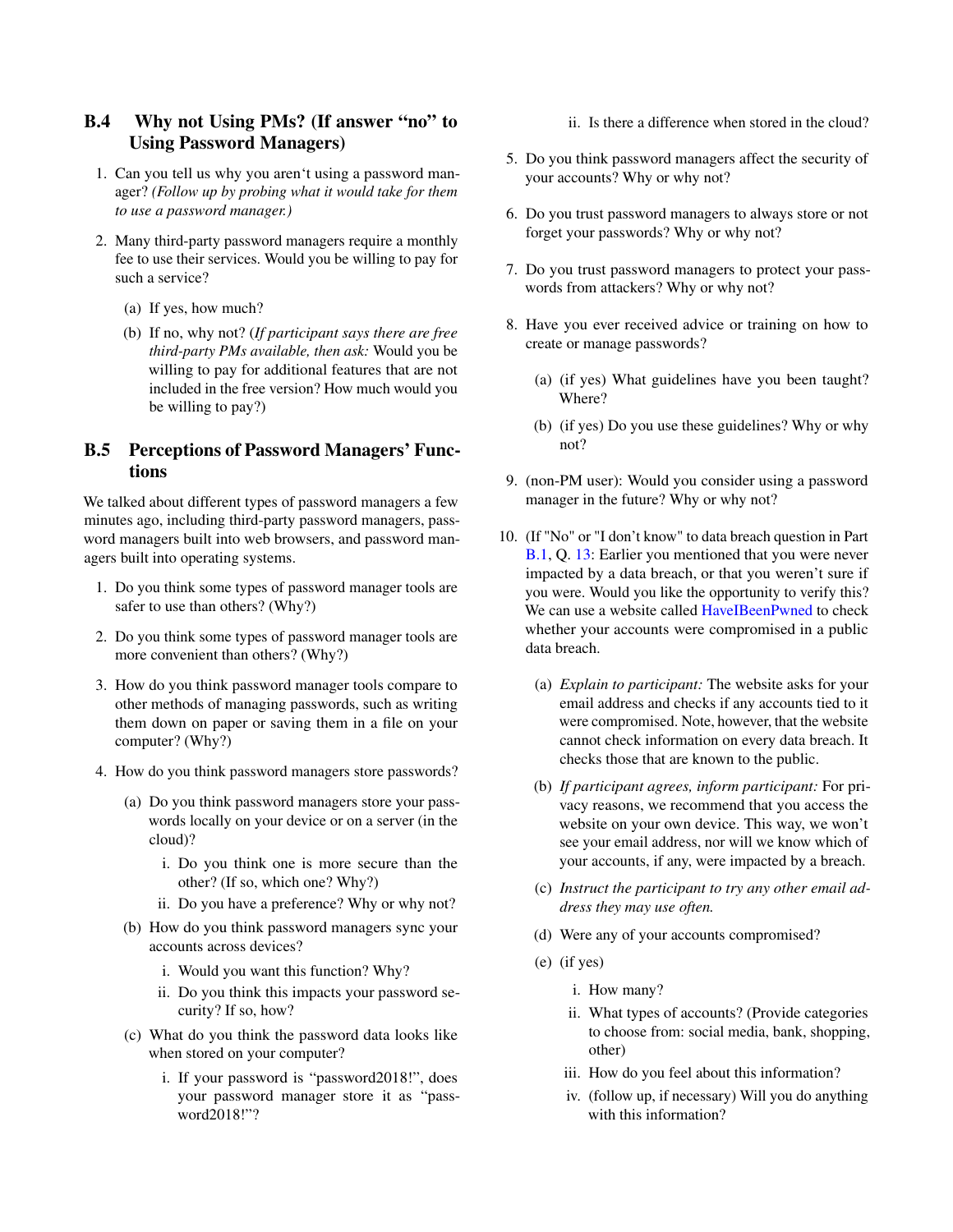### B.4 Why not Using PMs? (If answer "no" to Using Password Managers)

1. Can you tell us why you aren't using a password manager? *(Follow up by probing what it would take for them to use a password manager.)*
2. Many third-party password managers require a monthly fee to use their services. Would you be willing to pay for such a service?
   (a) If yes, how much?
   (b) If no, why not? (*If participant says there are free third-party PMs available, then ask:* Would you be willing to pay for additional features that are not included in the free version? How much would you be willing to pay?)

### B.5 Perceptions of Password Managers' Functions

We talked about different types of password managers a few minutes ago, including third-party password managers, password managers built into web browsers, and password managers built into operating systems.

1. Do you think some types of password manager tools are safer to use than others? (Why?)
2. Do you think some types of password manager tools are more convenient than others? (Why?)
3. How do you think password manager tools compare to other methods of managing passwords, such as writing them down on paper or saving them in a file on your computer? (Why?)
4. How do you think password managers store passwords?
   (a) Do you think password managers store your passwords locally on your device or on a server (in the cloud)?
      i. Do you think one is more secure than the other? (If so, which one? Why?)
      ii. Do you have a preference? Why or why not?
   (b) How do you think password managers sync your accounts across devices?
      i. Would you want this function? Why?
      ii. Do you think this impacts your password security? If so, how?
   (c) What do you think the password data looks like when stored on your computer?
      i. If your password is "password2018!", does your password manager store it as "password2018!"?
      ii. Is there a difference when stored in the cloud?
5. Do you think password managers affect the security of your accounts? Why or why not?
6. Do you trust password managers to always store or not forget your passwords? Why or why not?
7. Do you trust password managers to protect your passwords from attackers? Why or why not?
8. Have you ever received advice or training on how to create or manage passwords?
   (a) (if yes) What guidelines have you been taught? Where?
   (b) (if yes) Do you use these guidelines? Why or why not?
9. (non-PM user): Would you consider using a password manager in the future? Why or why not?
10. (If "No" or "I don't know" to data breach question in Part B.1, Q. 13: Earlier you mentioned that you were never impacted by a data breach, or that you weren't sure if you were. Would you like the opportunity to verify this? We can use a website called HaveIBeenPwned to check whether your accounts were compromised in a public data breach.
    (a) *Explain to participant:* The website asks for your email address and checks if any accounts tied to it were compromised. Note, however, that the website cannot check information on every data breach. It checks those that are known to the public.
    (b) *If participant agrees, inform participant:* For privacy reasons, we recommend that you access the website on your own device. This way, we won't see your email address, nor will we know which of your accounts, if any, were impacted by a breach.
    (c) *Instruct the participant to try any other email address they may use often.*
    (d) Were any of your accounts compromised?
    (e) (if yes)
       i. How many?
       ii. What types of accounts? (Provide categories to choose from: social media, bank, shopping, other)
       iii. How do you feel about this information?
       iv. (follow up, if necessary) Will you do anything with this information?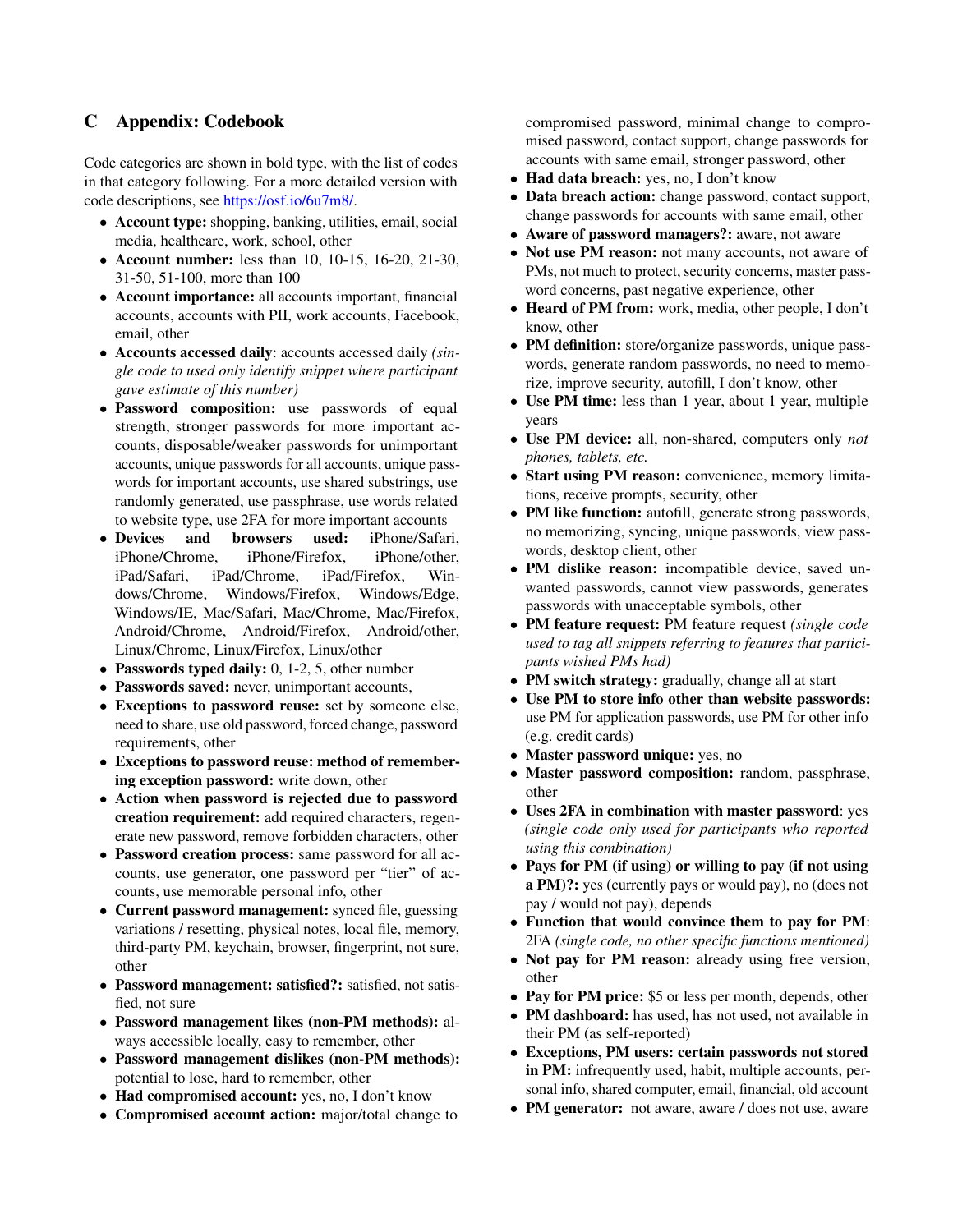## C Appendix: Codebook

Code categories are shown in bold type, with the list of codes in that category following. For a more detailed version with code descriptions, see https://osf.io/6u7m8/.

- **Account type:** shopping, banking, utilities, email, social media, healthcare, work, school, other
- **Account number:** less than 10, 10-15, 16-20, 21-30, 31-50, 51-100, more than 100
- **Account importance:** all accounts important, financial accounts, accounts with PII, work accounts, Facebook, email, other
- **Accounts accessed daily**: accounts accessed daily *(single code to used only identify snippet where participant gave estimate of this number)*
- **Password composition:** use passwords of equal strength, stronger passwords for more important accounts, disposable/weaker passwords for unimportant accounts, unique passwords for all accounts, unique passwords for important accounts, use shared substrings, use randomly generated, use passphrase, use words related to website type, use 2FA for more important accounts
- **Devices and browsers used:** iPhone/Safari, iPhone/Chrome, iPhone/Firefox, iPhone/other, iPad/Safari, iPad/Chrome, iPad/Firefox, Windows/Chrome, Windows/Firefox, Windows/Edge, Windows/IE, Mac/Safari, Mac/Chrome, Mac/Firefox, Android/Chrome, Android/Firefox, Android/other, Linux/Chrome, Linux/Firefox, Linux/other
- **Passwords typed daily:** 0, 1-2, 5, other number
- **Passwords saved:** never, unimportant accounts,
- **Exceptions to password reuse:** set by someone else, need to share, use old password, forced change, password requirements, other
- **Exceptions to password reuse: method of remembering exception password:** write down, other
- **Action when password is rejected due to password creation requirement:** add required characters, regenerate new password, remove forbidden characters, other
- **Password creation process:** same password for all accounts, use generator, one password per "tier" of accounts, use memorable personal info, other
- **Current password management:** synced file, guessing variations / resetting, physical notes, local file, memory, third-party PM, keychain, browser, fingerprint, not sure, other
- **Password management: satisfied?:** satisfied, not satisfied, not sure
- **Password management likes (non-PM methods):** always accessible locally, easy to remember, other
- **Password management dislikes (non-PM methods):** potential to lose, hard to remember, other
- **Had compromised account:** yes, no, I don't know
- **Compromised account action:** major/total change to compromised password, minimal change to compromised password, contact support, change passwords for accounts with same email, stronger password, other
- **Had data breach:** yes, no, I don't know
- **Data breach action:** change password, contact support, change passwords for accounts with same email, other
- **Aware of password managers?:** aware, not aware
- **Not use PM reason:** not many accounts, not aware of PMs, not much to protect, security concerns, master password concerns, past negative experience, other
- **Heard of PM from:** work, media, other people, I don't know, other
- **PM definition:** store/organize passwords, unique passwords, generate random passwords, no need to memorize, improve security, autofill, I don't know, other
- **Use PM time:** less than 1 year, about 1 year, multiple years
- **Use PM device:** all, non-shared, computers only *not phones, tablets, etc.*
- **Start using PM reason:** convenience, memory limitations, receive prompts, security, other
- **PM like function:** autofill, generate strong passwords, no memorizing, syncing, unique passwords, view passwords, desktop client, other
- **PM dislike reason:** incompatible device, saved unwanted passwords, cannot view passwords, generates passwords with unacceptable symbols, other
- **PM feature request:** PM feature request *(single code used to tag all snippets referring to features that participants wished PMs had)*
- **PM switch strategy:** gradually, change all at start
- **Use PM to store info other than website passwords:** use PM for application passwords, use PM for other info (e.g. credit cards)
- **Master password unique:** yes, no
- **Master password composition:** random, passphrase, other
- **Uses 2FA in combination with master password**: yes *(single code only used for participants who reported using this combination)*
- **Pays for PM (if using) or willing to pay (if not using a PM)?:** yes (currently pays or would pay), no (does not pay / would not pay), depends
- **Function that would convince them to pay for PM**: 2FA *(single code, no other specific functions mentioned)*
- **Not pay for PM reason:** already using free version, other
- **Pay for PM price:** $5 or less per month, depends, other
- **PM dashboard:** has used, has not used, not available in their PM (as self-reported)
- **Exceptions, PM users: certain passwords not stored in PM:** infrequently used, habit, multiple accounts, personal info, shared computer, email, financial, old account
- **PM generator:** not aware, aware / does not use, aware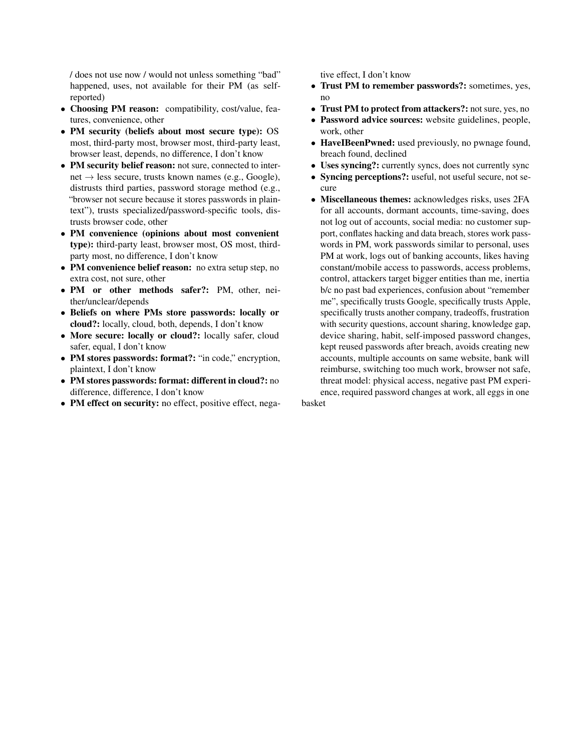/ does not use now / would not unless something "bad" happened, uses, not available for their PM (as self-reported)

- **Choosing PM reason:** compatibility, cost/value, features, convenience, other
- **PM security (beliefs about most secure type):** OS most, third-party most, browser most, third-party least, browser least, depends, no difference, I don't know
- **PM security belief reason:** not sure, connected to internet → less secure, trusts known names (e.g., Google), distrusts third parties, password storage method (e.g., "browser not secure because it stores passwords in plaintext"), trusts specialized/password-specific tools, distrusts browser code, other
- **PM convenience (opinions about most convenient type):** third-party least, browser most, OS most, third-party most, no difference, I don't know
- **PM convenience belief reason:** no extra setup step, no extra cost, not sure, other
- **PM or other methods safer?:** PM, other, neither/unclear/depends
- **Beliefs on where PMs store passwords: locally or cloud?:** locally, cloud, both, depends, I don't know
- **More secure: locally or cloud?:** locally safer, cloud safer, equal, I don't know
- **PM stores passwords: format?:** "in code," encryption, plaintext, I don't know
- **PM stores passwords: format: different in cloud?:** no difference, difference, I don't know
- **PM effect on security:** no effect, positive effect, negative effect, I don't know
- **Trust PM to remember passwords?:** sometimes, yes, no
- **Trust PM to protect from attackers?:** not sure, yes, no
- **Password advice sources:** website guidelines, people, work, other
- **HaveIBeenPwned:** used previously, no pwnage found, breach found, declined
- **Uses syncing?:** currently syncs, does not currently sync
- **Syncing perceptions?:** useful, not useful secure, not secure
- **Miscellaneous themes:** acknowledges risks, uses 2FA for all accounts, dormant accounts, time-saving, does not log out of accounts, social media: no customer support, conflates hacking and data breach, stores work passwords in PM, work passwords similar to personal, uses PM at work, logs out of banking accounts, likes having constant/mobile access to passwords, access problems, control, attackers target bigger entities than me, inertia b/c no past bad experiences, confusion about "remember me", specifically trusts Google, specifically trusts Apple, specifically trusts another company, tradeoffs, frustration with security questions, account sharing, knowledge gap, device sharing, habit, self-imposed password changes, kept reused passwords after breach, avoids creating new accounts, multiple accounts on same website, bank will reimburse, switching too much work, browser not safe, threat model: physical access, negative past PM experience, required password changes at work, all eggs in one basket